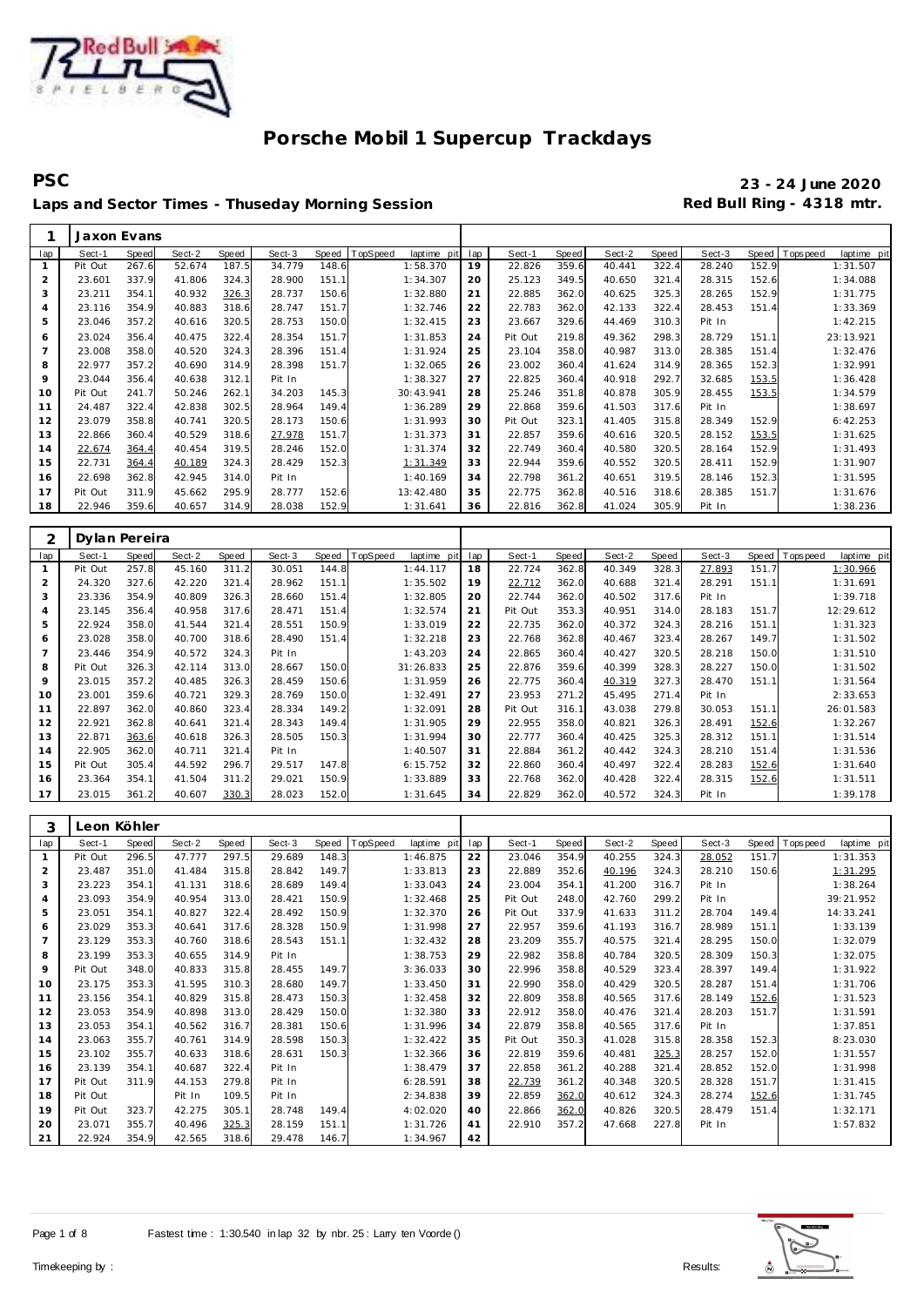# Porsche Mobil 1 Supercup Trackdays

**PSC** — **23 - 24 June 2020**

**Laps and Sector Times - Thuseday Morning Session** — **Red Bull Ring - 4318 mtr.**

| 1 | Jaxon Evans | | | | | | | | | | | | | | | | |
|---|---|---|---|---|---|---|---|---|---|---|---|---|---|---|---|---|---|
| lap | Sect-1 | Speed | Sect-2 | Speed | Sect-3 | Speed | TopSpeed | laptime pit | lap | Sect-1 | Speed | Sect-2 | Speed | Sect-3 | Speed | Topspeed | laptime pit |
| 1 | Pit Out | 267.6 | 52.674 | 187.5 | 34.779 | 148.6 | | 1:58.370 | 19 | 22.826 | 359.6 | 40.441 | 322.4 | 28.240 | 152.9 | | 1:31.507 |
| 2 | 23.601 | 337.9 | 41.806 | 324.3 | 28.900 | 151.1 | | 1:34.307 | 20 | 25.123 | 349.5 | 40.650 | 321.4 | 28.315 | 152.6 | | 1:34.088 |
| 3 | 23.211 | 354.1 | 40.932 | 326.3 | 28.737 | 150.6 | | 1:32.880 | 21 | 22.885 | 362.0 | 40.625 | 325.3 | 28.265 | 152.9 | | 1:31.775 |
| 4 | 23.116 | 354.9 | 40.883 | 318.6 | 28.747 | 151.7 | | 1:32.746 | 22 | 22.783 | 362.0 | 42.133 | 322.4 | 28.453 | 151.4 | | 1:33.369 |
| 5 | 23.046 | 357.2 | 40.616 | 320.5 | 28.753 | 150.0 | | 1:32.415 | 23 | 23.667 | 329.6 | 44.469 | 310.3 | Pit In | | | 1:42.215 |
| 6 | 23.024 | 356.4 | 40.475 | 322.4 | 28.354 | 151.7 | | 1:31.853 | 24 | Pit Out | 219.8 | 49.362 | 298.3 | 28.729 | 151.1 | | 23:13.921 |
| 7 | 23.008 | 358.0 | 40.520 | 324.3 | 28.396 | 151.4 | | 1:31.924 | 25 | 23.104 | 358.0 | 40.987 | 313.0 | 28.385 | 151.4 | | 1:32.476 |
| 8 | 22.977 | 357.2 | 40.690 | 314.9 | 28.398 | 151.7 | | 1:32.065 | 26 | 23.002 | 360.4 | 41.624 | 314.9 | 28.365 | 152.3 | | 1:32.991 |
| 9 | 23.044 | 356.4 | 40.638 | 312.1 | Pit In | | | 1:38.327 | 27 | 22.825 | 360.4 | 40.918 | 292.7 | 32.685 | 153.5 | | 1:36.428 |
| 10 | Pit Out | 241.7 | 50.246 | 262.1 | 34.203 | 145.3 | | 30:43.941 | 28 | 25.246 | 351.8 | 40.878 | 305.9 | 28.455 | 153.5 | | 1:34.579 |
| 11 | 24.487 | 322.4 | 42.838 | 302.5 | 28.964 | 149.4 | | 1:36.289 | 29 | 22.868 | 359.6 | 41.503 | 317.6 | Pit In | | | 1:38.697 |
| 12 | 23.079 | 358.8 | 40.741 | 320.5 | 28.173 | 150.6 | | 1:31.993 | 30 | Pit Out | 323.1 | 41.405 | 315.8 | 28.349 | 152.9 | | 6:42.253 |
| 13 | 22.866 | 360.4 | 40.529 | 318.6 | 27.978 | 151.7 | | 1:31.373 | 31 | 22.857 | 359.6 | 40.616 | 320.5 | 28.152 | 153.5 | | 1:31.625 |
| 14 | 22.674 | 364.4 | 40.454 | 319.5 | 28.246 | 152.0 | | 1:31.374 | 32 | 22.749 | 360.4 | 40.580 | 320.5 | 28.164 | 152.9 | | 1:31.493 |
| 15 | 22.731 | 364.4 | 40.189 | 324.3 | 28.429 | 152.3 | | 1:31.349 | 33 | 22.944 | 359.6 | 40.552 | 320.5 | 28.411 | 152.9 | | 1:31.907 |
| 16 | 22.698 | 362.8 | 42.945 | 314.0 | Pit In | | | 1:40.169 | 34 | 22.798 | 361.2 | 40.651 | 319.5 | 28.146 | 152.3 | | 1:31.595 |
| 17 | Pit Out | 311.9 | 45.662 | 295.9 | 28.777 | 152.6 | | 13:42.480 | 35 | 22.775 | 362.8 | 40.516 | 318.6 | 28.385 | 151.7 | | 1:31.676 |
| 18 | 22.946 | 359.6 | 40.657 | 314.9 | 28.038 | 152.9 | | 1:31.641 | 36 | 22.816 | 362.8 | 41.024 | 305.9 | Pit In | | | 1:38.236 |

| 2 | Dylan Pereira | | | | | | | | | | | | | | | | |
|---|---|---|---|---|---|---|---|---|---|---|---|---|---|---|---|---|---|
| lap | Sect-1 | Speed | Sect-2 | Speed | Sect-3 | Speed | TopSpeed | laptime pit | lap | Sect-1 | Speed | Sect-2 | Speed | Sect-3 | Speed | Topspeed | laptime pit |
| 1 | Pit Out | 257.8 | 45.160 | 311.2 | 30.051 | 144.8 | | 1:44.117 | 18 | 22.724 | 362.8 | 40.349 | 328.3 | 27.893 | 151.7 | | 1:30.966 |
| 2 | 24.320 | 327.6 | 42.220 | 321.4 | 28.962 | 151.1 | | 1:35.502 | 19 | 22.712 | 362.0 | 40.688 | 321.4 | 28.291 | 151.1 | | 1:31.691 |
| 3 | 23.336 | 354.9 | 40.809 | 326.3 | 28.660 | 151.4 | | 1:32.805 | 20 | 22.744 | 362.0 | 40.502 | 317.6 | Pit In | | | 1:39.718 |
| 4 | 23.145 | 356.4 | 40.958 | 317.6 | 28.471 | 151.4 | | 1:32.574 | 21 | Pit Out | 353.3 | 40.951 | 314.0 | 28.183 | 151.7 | | 12:29.612 |
| 5 | 22.924 | 358.0 | 41.544 | 321.4 | 28.551 | 150.9 | | 1:33.019 | 22 | 22.735 | 362.0 | 40.372 | 324.3 | 28.216 | 151.1 | | 1:31.323 |
| 6 | 23.028 | 358.0 | 40.700 | 318.6 | 28.490 | 151.4 | | 1:32.218 | 23 | 22.768 | 362.8 | 40.467 | 323.4 | 28.267 | 149.7 | | 1:31.502 |
| 7 | 23.446 | 354.9 | 40.572 | 324.3 | Pit In | | | 1:43.203 | 24 | 22.865 | 360.4 | 40.427 | 320.5 | 28.218 | 150.0 | | 1:31.510 |
| 8 | Pit Out | 326.3 | 42.114 | 313.0 | 28.667 | 150.0 | | 31:26.833 | 25 | 22.876 | 359.6 | 40.399 | 328.3 | 28.227 | 150.0 | | 1:31.502 |
| 9 | 23.015 | 357.2 | 40.485 | 326.3 | 28.459 | 150.6 | | 1:31.959 | 26 | 22.775 | 360.4 | 40.319 | 327.3 | 28.470 | 151.1 | | 1:31.564 |
| 10 | 23.001 | 359.6 | 40.721 | 329.3 | 28.769 | 150.0 | | 1:32.491 | 27 | 23.953 | 271.2 | 45.495 | 271.4 | Pit In | | | 2:33.653 |
| 11 | 22.897 | 362.0 | 40.860 | 323.4 | 28.334 | 149.2 | | 1:32.091 | 28 | Pit Out | 316.1 | 43.038 | 279.8 | 30.053 | 151.1 | | 26:01.583 |
| 12 | 22.921 | 362.8 | 40.641 | 321.4 | 28.343 | 149.4 | | 1:31.905 | 29 | 22.955 | 358.0 | 40.821 | 326.3 | 28.491 | 152.6 | | 1:32.267 |
| 13 | 22.871 | 363.6 | 40.618 | 326.3 | 28.505 | 150.3 | | 1:31.994 | 30 | 22.777 | 360.4 | 40.425 | 325.3 | 28.312 | 151.1 | | 1:31.514 |
| 14 | 22.905 | 362.0 | 40.711 | 321.4 | Pit In | | | 1:40.507 | 31 | 22.884 | 361.2 | 40.442 | 324.3 | 28.210 | 151.4 | | 1:31.536 |
| 15 | Pit Out | 305.4 | 44.592 | 296.7 | 29.517 | 147.8 | | 6:15.752 | 32 | 22.860 | 360.4 | 40.497 | 322.4 | 28.283 | 152.6 | | 1:31.640 |
| 16 | 23.364 | 354.1 | 41.504 | 311.2 | 29.021 | 150.9 | | 1:33.889 | 33 | 22.768 | 362.0 | 40.428 | 322.4 | 28.315 | 152.6 | | 1:31.511 |
| 17 | 23.015 | 361.2 | 40.607 | 330.3 | 28.023 | 152.0 | | 1:31.645 | 34 | 22.829 | 362.0 | 40.572 | 324.3 | Pit In | | | 1:39.178 |

| 3 | Leon Köhler | | | | | | | | | | | | | | | | |
|---|---|---|---|---|---|---|---|---|---|---|---|---|---|---|---|---|---|
| lap | Sect-1 | Speed | Sect-2 | Speed | Sect-3 | Speed | TopSpeed | laptime pit | lap | Sect-1 | Speed | Sect-2 | Speed | Sect-3 | Speed | Topspeed | laptime pit |
| 1 | Pit Out | 296.5 | 47.777 | 297.5 | 29.689 | 148.3 | | 1:46.875 | 22 | 23.046 | 354.9 | 40.255 | 324.3 | 28.052 | 151.7 | | 1:31.353 |
| 2 | 23.487 | 351.0 | 41.484 | 315.8 | 28.842 | 149.7 | | 1:33.813 | 23 | 22.889 | 352.6 | 40.196 | 324.3 | 28.210 | 150.6 | | 1:31.295 |
| 3 | 23.223 | 354.1 | 41.131 | 318.6 | 28.689 | 149.4 | | 1:33.043 | 24 | 23.004 | 354.1 | 41.200 | 316.7 | Pit In | | | 1:38.264 |
| 4 | 23.093 | 354.9 | 40.954 | 313.0 | 28.421 | 150.9 | | 1:32.468 | 25 | Pit Out | 248.0 | 42.760 | 299.2 | Pit In | | | 39:21.952 |
| 5 | 23.051 | 354.1 | 40.827 | 322.4 | 28.492 | 150.9 | | 1:32.370 | 26 | Pit Out | 337.9 | 41.633 | 311.2 | 28.704 | 149.4 | | 14:33.241 |
| 6 | 23.029 | 353.3 | 40.641 | 317.6 | 28.328 | 150.9 | | 1:31.998 | 27 | 22.957 | 359.6 | 41.193 | 316.7 | 28.989 | 151.1 | | 1:33.139 |
| 7 | 23.129 | 353.3 | 40.760 | 318.6 | 28.543 | 151.1 | | 1:32.432 | 28 | 23.209 | 355.7 | 40.575 | 321.4 | 28.295 | 150.0 | | 1:32.079 |
| 8 | 23.199 | 353.3 | 40.655 | 314.9 | Pit In | | | 1:38.753 | 29 | 22.982 | 358.8 | 40.784 | 320.5 | 28.309 | 150.3 | | 1:32.075 |
| 9 | Pit Out | 348.0 | 40.833 | 315.8 | 28.455 | 149.7 | | 3:36.033 | 30 | 22.996 | 358.8 | 40.529 | 323.4 | 28.397 | 149.4 | | 1:31.922 |
| 10 | 23.175 | 353.3 | 41.595 | 310.3 | 28.680 | 149.7 | | 1:33.450 | 31 | 22.990 | 358.0 | 40.429 | 320.5 | 28.287 | 151.4 | | 1:31.706 |
| 11 | 23.156 | 354.1 | 40.829 | 315.8 | 28.473 | 150.3 | | 1:32.458 | 32 | 22.809 | 358.8 | 40.565 | 317.6 | 28.149 | 152.6 | | 1:31.523 |
| 12 | 23.053 | 354.9 | 40.898 | 313.0 | 28.429 | 150.0 | | 1:32.380 | 33 | 22.912 | 358.0 | 40.476 | 321.4 | 28.203 | 151.7 | | 1:31.591 |
| 13 | 23.053 | 354.1 | 40.562 | 316.7 | 28.381 | 150.6 | | 1:31.996 | 34 | 22.879 | 358.8 | 40.565 | 317.6 | Pit In | | | 1:37.851 |
| 14 | 23.063 | 355.7 | 40.761 | 314.9 | 28.598 | 150.3 | | 1:32.422 | 35 | Pit Out | 350.3 | 41.028 | 315.8 | 28.358 | 152.3 | | 8:23.030 |
| 15 | 23.102 | 355.7 | 40.633 | 318.6 | 28.631 | 150.3 | | 1:32.366 | 36 | 22.819 | 359.6 | 40.481 | 325.3 | 28.257 | 152.0 | | 1:31.557 |
| 16 | 23.139 | 354.1 | 40.687 | 322.4 | Pit In | | | 1:38.479 | 37 | 22.858 | 361.2 | 40.288 | 321.4 | 28.852 | 152.0 | | 1:31.998 |
| 17 | Pit Out | 311.9 | 44.153 | 279.8 | Pit In | | | 6:28.591 | 38 | 22.739 | 361.2 | 40.348 | 320.5 | 28.328 | 151.7 | | 1:31.415 |
| 18 | Pit Out | | Pit In | 109.5 | Pit In | | | 2:34.838 | 39 | 22.859 | 362.0 | 40.612 | 324.3 | 28.274 | 152.6 | | 1:31.745 |
| 19 | Pit Out | 323.7 | 42.275 | 305.1 | 28.748 | 149.4 | | 4:02.020 | 40 | 22.866 | 362.0 | 40.826 | 320.5 | 28.479 | 151.4 | | 1:32.171 |
| 20 | 23.071 | 355.7 | 40.496 | 325.3 | 28.159 | 151.1 | | 1:31.726 | 41 | 22.910 | 357.2 | 47.668 | 227.8 | Pit In | | | 1:57.832 |
| 21 | 22.924 | 354.9 | 42.565 | 318.6 | 29.478 | 146.7 | | 1:34.967 | 42 | | | | | | | | |

Fastest time : 1:30.540 in lap 32 by nbr. 25 : Larry ten Voorde ()

Timekeeping by : Results: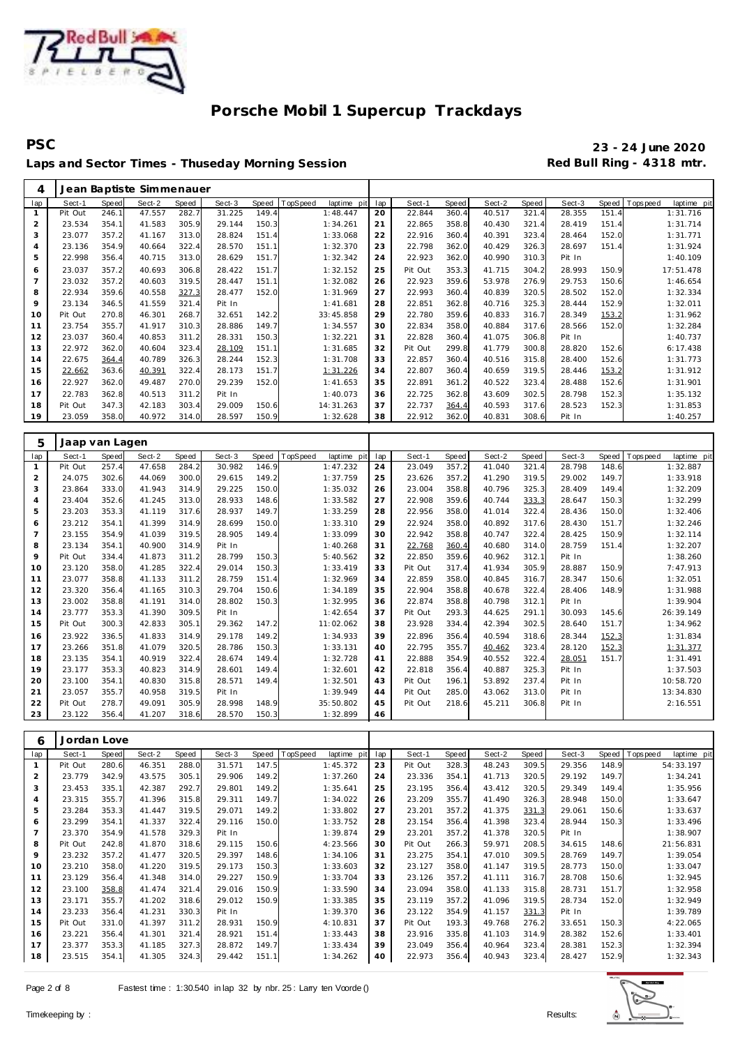# Porsche Mobil 1 Supercup Trackdays

**PSC** — **23 - 24 June 2020**

**Laps and Sector Times - Thuseday Morning Session** — **Red Bull Ring - 4318 mtr.**

| 4 | Jean Baptiste Simmenauer | | | | | | | | | | | | | | | | |
|---|---|---|---|---|---|---|---|---|---|---|---|---|---|---|---|---|---|
| lap | Sect-1 | Speed | Sect-2 | Speed | Sect-3 | Speed | TopSpeed | laptime pit | lap | Sect-1 | Speed | Sect-2 | Speed | Sect-3 | Speed | Topspeed | laptime pit |
| 1 | Pit Out | 246.1 | 47.557 | 282.7 | 31.225 | 149.4 | | 1:48.447 | 20 | 22.844 | 360.4 | 40.517 | 321.4 | 28.355 | 151.4 | | 1:31.716 |
| 2 | 23.534 | 354.1 | 41.583 | 305.9 | 29.144 | 150.3 | | 1:34.261 | 21 | 22.865 | 358.8 | 40.430 | 321.4 | 28.419 | 151.4 | | 1:31.714 |
| 3 | 23.077 | 357.2 | 41.167 | 313.0 | 28.824 | 151.4 | | 1:33.068 | 22 | 22.916 | 360.4 | 40.391 | 323.4 | 28.464 | 152.0 | | 1:31.771 |
| 4 | 23.136 | 354.9 | 40.664 | 322.4 | 28.570 | 151.1 | | 1:32.370 | 23 | 22.798 | 362.0 | 40.429 | 326.3 | 28.697 | 151.4 | | 1:31.924 |
| 5 | 22.998 | 356.4 | 40.715 | 313.0 | 28.629 | 151.7 | | 1:32.342 | 24 | 22.923 | 362.0 | 40.990 | 310.3 | Pit In | | | 1:40.109 |
| 6 | 23.037 | 357.2 | 40.693 | 306.8 | 28.422 | 151.7 | | 1:32.152 | 25 | Pit Out | 353.3 | 41.715 | 304.2 | 28.993 | 150.9 | | 17:51.478 |
| 7 | 23.032 | 357.2 | 40.603 | 319.5 | 28.447 | 151.1 | | 1:32.082 | 26 | 22.923 | 359.6 | 53.978 | 276.9 | 29.753 | 150.6 | | 1:46.654 |
| 8 | 22.934 | 359.6 | 40.558 | 327.3 | 28.477 | 152.0 | | 1:31.969 | 27 | 22.993 | 360.4 | 40.839 | 320.5 | 28.502 | 152.0 | | 1:32.334 |
| 9 | 23.134 | 346.5 | 41.559 | 321.4 | Pit In | | | 1:41.681 | 28 | 22.851 | 362.8 | 40.716 | 325.3 | 28.444 | 152.9 | | 1:32.011 |
| 10 | Pit Out | 270.8 | 46.301 | 268.7 | 32.651 | 142.2 | | 33:45.858 | 29 | 22.780 | 359.6 | 40.833 | 316.7 | 28.349 | 153.2 | | 1:31.962 |
| 11 | 23.754 | 355.7 | 41.917 | 310.3 | 28.886 | 149.7 | | 1:34.557 | 30 | 22.834 | 358.0 | 40.884 | 317.6 | 28.566 | 152.0 | | 1:32.284 |
| 12 | 23.037 | 360.4 | 40.853 | 311.2 | 28.331 | 150.3 | | 1:32.221 | 31 | 22.828 | 360.4 | 41.075 | 306.8 | Pit In | | | 1:40.737 |
| 13 | 22.972 | 362.0 | 40.604 | 323.4 | 28.109 | 151.1 | | 1:31.685 | 32 | Pit Out | 299.8 | 41.779 | 300.8 | 28.820 | 152.6 | | 6:17.438 |
| 14 | 22.675 | 364.4 | 40.789 | 326.3 | 28.244 | 152.3 | | 1:31.708 | 33 | 22.857 | 360.4 | 40.516 | 315.8 | 28.400 | 152.6 | | 1:31.773 |
| 15 | 22.662 | 363.6 | 40.391 | 322.4 | 28.173 | 151.7 | | 1:31.226 | 34 | 22.807 | 360.4 | 40.659 | 319.5 | 28.446 | 153.2 | | 1:31.912 |
| 16 | 22.927 | 362.0 | 49.487 | 270.0 | 29.239 | 152.0 | | 1:41.653 | 35 | 22.891 | 361.2 | 40.522 | 323.4 | 28.488 | 152.6 | | 1:31.901 |
| 17 | 22.783 | 362.8 | 40.513 | 311.2 | Pit In | | | 1:40.073 | 36 | 22.725 | 362.8 | 43.609 | 302.5 | 28.798 | 152.3 | | 1:35.132 |
| 18 | Pit Out | 347.3 | 42.183 | 303.4 | 29.009 | 150.6 | | 14:31.263 | 37 | 22.737 | 364.4 | 40.593 | 317.6 | 28.523 | 152.3 | | 1:31.853 |
| 19 | 23.059 | 358.0 | 40.972 | 314.0 | 28.597 | 150.9 | | 1:32.628 | 38 | 22.912 | 362.0 | 40.831 | 308.6 | Pit In | | | 1:40.257 |

| 5 | Jaap van Lagen | | | | | | | | | | | | | | | | |
|---|---|---|---|---|---|---|---|---|---|---|---|---|---|---|---|---|---|
| lap | Sect-1 | Speed | Sect-2 | Speed | Sect-3 | Speed | TopSpeed | laptime pit | lap | Sect-1 | Speed | Sect-2 | Speed | Sect-3 | Speed | Topspeed | laptime pit |
| 1 | Pit Out | 257.4 | 47.658 | 284.2 | 30.982 | 146.9 | | 1:47.232 | 24 | 23.049 | 357.2 | 41.040 | 321.4 | 28.798 | 148.6 | | 1:32.887 |
| 2 | 24.075 | 302.6 | 44.069 | 300.0 | 29.615 | 149.2 | | 1:37.759 | 25 | 23.626 | 357.2 | 41.290 | 319.5 | 29.002 | 149.7 | | 1:33.918 |
| 3 | 23.864 | 333.0 | 41.943 | 314.9 | 29.225 | 150.0 | | 1:35.032 | 26 | 23.004 | 358.8 | 40.796 | 325.3 | 28.409 | 149.4 | | 1:32.209 |
| 4 | 23.404 | 352.6 | 41.245 | 313.0 | 28.933 | 148.6 | | 1:33.582 | 27 | 22.908 | 359.6 | 40.744 | 333.3 | 28.647 | 150.3 | | 1:32.299 |
| 5 | 23.203 | 353.3 | 41.119 | 317.6 | 28.937 | 149.7 | | 1:33.259 | 28 | 22.956 | 358.0 | 41.014 | 322.4 | 28.436 | 150.0 | | 1:32.406 |
| 6 | 23.212 | 354.1 | 41.399 | 314.9 | 28.699 | 150.0 | | 1:33.310 | 29 | 22.924 | 358.0 | 40.892 | 317.6 | 28.430 | 151.7 | | 1:32.246 |
| 7 | 23.155 | 354.9 | 41.039 | 319.5 | 28.905 | 149.4 | | 1:33.099 | 30 | 22.942 | 358.8 | 40.747 | 322.4 | 28.425 | 150.9 | | 1:32.114 |
| 8 | 23.134 | 354.1 | 40.900 | 314.9 | Pit In | | | 1:40.268 | 31 | 22.768 | 360.4 | 40.680 | 314.0 | 28.759 | 151.4 | | 1:32.207 |
| 9 | Pit Out | 334.4 | 41.873 | 311.2 | 28.799 | 150.3 | | 5:40.562 | 32 | 22.850 | 359.6 | 40.962 | 312.1 | Pit In | | | 1:38.260 |
| 10 | 23.120 | 358.0 | 41.285 | 322.4 | 29.014 | 150.3 | | 1:33.419 | 33 | Pit Out | 317.4 | 41.934 | 305.9 | 28.887 | 150.9 | | 7:47.913 |
| 11 | 23.077 | 358.8 | 41.133 | 311.2 | 28.759 | 151.4 | | 1:32.969 | 34 | 22.859 | 358.0 | 40.845 | 316.7 | 28.347 | 150.6 | | 1:32.051 |
| 12 | 23.320 | 356.4 | 41.165 | 310.3 | 29.704 | 150.6 | | 1:34.189 | 35 | 22.904 | 358.8 | 40.678 | 322.4 | 28.406 | 148.9 | | 1:31.988 |
| 13 | 23.002 | 358.8 | 41.191 | 314.0 | 28.802 | 150.3 | | 1:32.995 | 36 | 22.874 | 358.8 | 40.798 | 312.1 | Pit In | | | 1:39.904 |
| 14 | 23.777 | 353.3 | 41.390 | 309.5 | Pit In | | | 1:42.654 | 37 | Pit Out | 293.3 | 44.625 | 291.1 | 30.093 | 145.6 | | 26:39.149 |
| 15 | Pit Out | 300.3 | 42.833 | 305.1 | 29.362 | 147.2 | | 11:02.062 | 38 | 23.928 | 334.4 | 42.394 | 302.5 | 28.640 | 151.7 | | 1:34.962 |
| 16 | 23.922 | 336.5 | 41.833 | 314.9 | 29.178 | 149.2 | | 1:34.933 | 39 | 22.896 | 356.4 | 40.594 | 318.6 | 28.344 | 152.3 | | 1:31.834 |
| 17 | 23.266 | 351.8 | 41.079 | 320.5 | 28.786 | 150.3 | | 1:33.131 | 40 | 22.795 | 355.7 | 40.462 | 323.4 | 28.120 | 152.3 | | 1:31.377 |
| 18 | 23.135 | 354.1 | 40.919 | 322.4 | 28.674 | 149.4 | | 1:32.728 | 41 | 22.888 | 354.9 | 40.552 | 322.4 | 28.051 | 151.7 | | 1:31.491 |
| 19 | 23.177 | 353.3 | 40.823 | 314.9 | 28.601 | 149.4 | | 1:32.601 | 42 | 22.818 | 356.4 | 40.887 | 325.3 | Pit In | | | 1:37.503 |
| 20 | 23.100 | 354.1 | 40.830 | 315.8 | 28.571 | 149.4 | | 1:32.501 | 43 | Pit Out | 196.1 | 53.892 | 237.4 | Pit In | | | 10:58.720 |
| 21 | 23.057 | 355.7 | 40.958 | 319.5 | Pit In | | | 1:39.949 | 44 | Pit Out | 285.0 | 43.062 | 313.0 | Pit In | | | 13:34.830 |
| 22 | Pit Out | 278.7 | 49.091 | 305.9 | 28.998 | 148.9 | | 35:50.802 | 45 | Pit Out | 218.6 | 45.211 | 306.8 | Pit In | | | 2:16.551 |
| 23 | 23.122 | 356.4 | 41.207 | 318.6 | 28.570 | 150.3 | | 1:32.899 | 46 | | | | | | | | |

| 6 | Jordan Love | | | | | | | | | | | | | | | | |
|---|---|---|---|---|---|---|---|---|---|---|---|---|---|---|---|---|---|
| lap | Sect-1 | Speed | Sect-2 | Speed | Sect-3 | Speed | TopSpeed | laptime pit | lap | Sect-1 | Speed | Sect-2 | Speed | Sect-3 | Speed | Topspeed | laptime pit |
| 1 | Pit Out | 280.6 | 46.351 | 288.0 | 31.571 | 147.5 | | 1:45.372 | 23 | Pit Out | 328.3 | 48.243 | 309.5 | 29.356 | 148.9 | | 54:33.197 |
| 2 | 23.779 | 342.9 | 43.575 | 305.1 | 29.906 | 149.2 | | 1:37.260 | 24 | 23.336 | 354.1 | 41.713 | 320.5 | 29.192 | 149.7 | | 1:34.241 |
| 3 | 23.453 | 335.1 | 42.387 | 292.7 | 29.801 | 149.2 | | 1:35.641 | 25 | 23.195 | 356.4 | 43.412 | 320.5 | 29.349 | 149.4 | | 1:35.956 |
| 4 | 23.315 | 355.7 | 41.396 | 315.8 | 29.311 | 149.7 | | 1:34.022 | 26 | 23.209 | 355.7 | 41.490 | 326.3 | 28.948 | 150.0 | | 1:33.647 |
| 5 | 23.284 | 353.3 | 41.447 | 319.5 | 29.071 | 149.2 | | 1:33.802 | 27 | 23.201 | 357.2 | 41.375 | 331.3 | 29.061 | 150.6 | | 1:33.637 |
| 6 | 23.299 | 354.1 | 41.337 | 322.4 | 29.116 | 150.0 | | 1:33.752 | 28 | 23.154 | 356.4 | 41.398 | 323.4 | 28.944 | 150.3 | | 1:33.496 |
| 7 | 23.370 | 354.9 | 41.578 | 329.3 | Pit In | | | 1:39.874 | 29 | 23.201 | 357.2 | 41.378 | 320.5 | Pit In | | | 1:38.907 |
| 8 | Pit Out | 242.8 | 41.870 | 318.6 | 29.115 | 150.6 | | 4:23.566 | 30 | Pit Out | 266.3 | 59.971 | 208.5 | 34.615 | 148.6 | | 21:56.831 |
| 9 | 23.232 | 357.2 | 41.477 | 320.5 | 29.397 | 148.6 | | 1:34.106 | 31 | 23.275 | 354.1 | 47.010 | 309.5 | 28.769 | 149.7 | | 1:39.054 |
| 10 | 23.210 | 358.0 | 41.220 | 319.5 | 29.173 | 150.3 | | 1:33.603 | 32 | 23.127 | 358.0 | 41.147 | 319.5 | 28.773 | 150.0 | | 1:33.047 |
| 11 | 23.129 | 356.4 | 41.348 | 314.0 | 29.227 | 150.9 | | 1:33.704 | 33 | 23.126 | 357.2 | 41.111 | 316.7 | 28.708 | 150.6 | | 1:32.945 |
| 12 | 23.100 | 358.8 | 41.474 | 321.4 | 29.016 | 150.9 | | 1:33.590 | 34 | 23.094 | 358.0 | 41.133 | 315.8 | 28.731 | 151.7 | | 1:32.958 |
| 13 | 23.171 | 355.7 | 41.202 | 318.6 | 29.012 | 150.9 | | 1:33.385 | 35 | 23.119 | 357.2 | 41.096 | 319.5 | 28.734 | 152.0 | | 1:32.949 |
| 14 | 23.233 | 356.4 | 41.231 | 330.3 | Pit In | | | 1:39.370 | 36 | 23.122 | 354.9 | 41.157 | 331.3 | Pit In | | | 1:39.789 |
| 15 | Pit Out | 331.0 | 41.397 | 311.2 | 28.931 | 150.9 | | 4:10.831 | 37 | Pit Out | 193.3 | 49.768 | 276.2 | 33.651 | 150.3 | | 4:22.065 |
| 16 | 23.221 | 356.4 | 41.301 | 321.4 | 28.921 | 151.4 | | 1:33.443 | 38 | 23.916 | 335.8 | 41.103 | 314.9 | 28.382 | 152.6 | | 1:33.401 |
| 17 | 23.377 | 353.3 | 41.185 | 327.3 | 28.872 | 149.7 | | 1:33.434 | 39 | 23.049 | 356.4 | 40.964 | 323.4 | 28.381 | 152.3 | | 1:32.394 |
| 18 | 23.515 | 354.1 | 41.305 | 324.3 | 29.442 | 151.1 | | 1:34.262 | 40 | 22.973 | 356.4 | 40.943 | 323.4 | 28.427 | 152.9 | | 1:32.343 |

Fastest time : 1:30.540 in lap 32 by nbr. 25 : Larry ten Voorde ()

Timekeeping by : Results: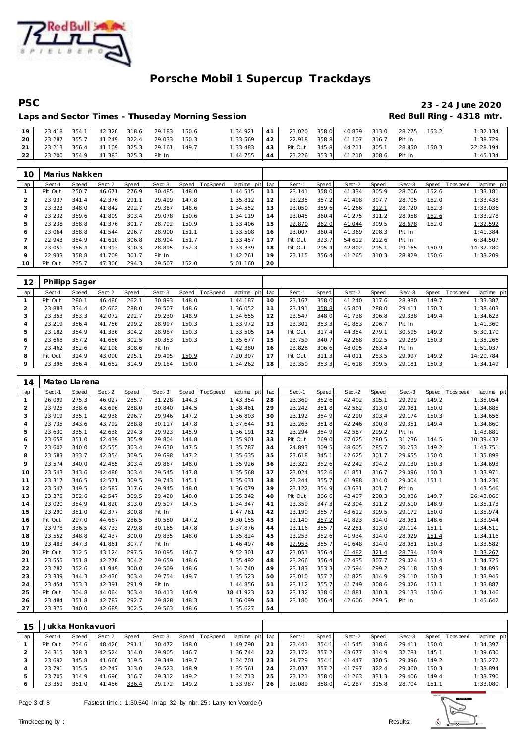# Porsche Mobil 1 Supercup Trackdays

**PSC** — **23 - 24 June 2020**

**Laps and Sector Times - Thuseday Morning Session** — **Red Bull Ring - 4318 mtr.**

| lap | Sect-1 | Speed | Sect-2 | Speed | Sect-3 | Speed | TopSpeed | laptime pit | lap | Sect-1 | Speed | Sect-2 | Speed | Sect-3 | Speed | Topspeed | laptime pit |
|---|---|---|---|---|---|---|---|---|---|---|---|---|---|---|---|---|---|
| 19 | 23.418 | 354.1 | 42.320 | 318.6 | 29.183 | 150.6 | | 1:34.921 | 41 | 23.020 | 358.0 | 40.839 | 313.0 | 28.275 | 153.2 | | 1:32.134 |
| 20 | 23.287 | 355.7 | 41.249 | 322.4 | 29.033 | 150.3 | | 1:33.569 | 42 | 22.918 | 358.8 | 41.107 | 316.7 | Pit In | | | 1:38.729 |
| 21 | 23.213 | 356.4 | 41.109 | 325.3 | 29.161 | 149.7 | | 1:33.483 | 43 | Pit Out | 345.8 | 44.211 | 305.1 | 28.850 | 150.3 | | 22:28.194 |
| 22 | 23.200 | 354.9 | 41.383 | 325.3 | Pit In | | | 1:44.755 | 44 | 23.226 | 353.3 | 41.210 | 308.6 | Pit In | | | 1:45.134 |

## 10 Marius Nakken

| lap | Sect-1 | Speed | Sect-2 | Speed | Sect-3 | Speed | TopSpeed | laptime pit | lap | Sect-1 | Speed | Sect-2 | Speed | Sect-3 | Speed | Topspeed | laptime pit |
|---|---|---|---|---|---|---|---|---|---|---|---|---|---|---|---|---|---|
| 1 | Pit Out | 250.7 | 46.671 | 276.9 | 30.485 | 148.0 | | 1:44.515 | 11 | 23.141 | 358.0 | 41.334 | 305.9 | 28.706 | 152.6 | | 1:33.181 |
| 2 | 23.937 | 341.4 | 42.376 | 291.1 | 29.499 | 147.8 | | 1:35.812 | 12 | 23.235 | 357.2 | 41.498 | 307.7 | 28.705 | 152.0 | | 1:33.438 |
| 3 | 23.323 | 348.0 | 41.842 | 292.7 | 29.387 | 148.6 | | 1:34.552 | 13 | 23.050 | 359.6 | 41.266 | 312.1 | 28.720 | 152.3 | | 1:33.036 |
| 4 | 23.232 | 359.6 | 41.809 | 303.4 | 29.078 | 150.6 | | 1:34.119 | 14 | 23.045 | 360.4 | 41.275 | 311.2 | 28.958 | 152.6 | | 1:33.278 |
| 5 | 23.238 | 358.8 | 41.376 | 301.7 | 28.792 | 150.9 | | 1:33.406 | 15 | 22.870 | 362.0 | 41.044 | 309.5 | 28.678 | 152.0 | | 1:32.592 |
| 6 | 23.064 | 358.8 | 41.544 | 296.7 | 28.900 | 151.1 | | 1:33.508 | 16 | 23.007 | 360.4 | 41.369 | 298.3 | Pit In | | | 1:41.384 |
| 7 | 22.943 | 354.9 | 41.610 | 306.8 | 28.904 | 151.7 | | 1:33.457 | 17 | Pit Out | 323.7 | 54.612 | 212.6 | Pit In | | | 6:34.507 |
| 8 | 23.051 | 356.4 | 41.393 | 310.3 | 28.895 | 152.3 | | 1:33.339 | 18 | Pit Out | 295.4 | 42.802 | 295.1 | 29.165 | 150.9 | | 14:37.780 |
| 9 | 22.933 | 358.8 | 41.709 | 301.7 | Pit In | | | 1:42.261 | 19 | 23.115 | 356.4 | 41.265 | 310.3 | 28.829 | 150.6 | | 1:33.209 |
| 10 | Pit Out | 235.7 | 47.306 | 294.3 | 29.507 | 152.0 | | 5:01.160 | 20 | | | | | | | | |

## 12 Philipp Sager

| lap | Sect-1 | Speed | Sect-2 | Speed | Sect-3 | Speed | TopSpeed | laptime pit | lap | Sect-1 | Speed | Sect-2 | Speed | Sect-3 | Speed | Topspeed | laptime pit |
|---|---|---|---|---|---|---|---|---|---|---|---|---|---|---|---|---|---|
| 1 | Pit Out | 280.1 | 46.480 | 262.1 | 30.893 | 148.0 | | 1:44.187 | 10 | 23.167 | 358.0 | 41.240 | 317.6 | 28.980 | 149.7 | | 1:33.387 |
| 2 | 23.883 | 334.4 | 42.662 | 288.0 | 29.507 | 148.6 | | 1:36.052 | 11 | 23.191 | 358.8 | 45.801 | 288.0 | 29.411 | 150.3 | | 1:38.403 |
| 3 | 23.353 | 353.3 | 42.072 | 292.7 | 29.230 | 148.9 | | 1:34.655 | 12 | 23.547 | 348.0 | 41.738 | 306.8 | 29.338 | 149.4 | | 1:34.623 |
| 4 | 23.219 | 356.4 | 41.756 | 299.2 | 28.997 | 150.3 | | 1:33.972 | 13 | 23.301 | 353.3 | 41.853 | 296.7 | Pit In | | | 1:41.360 |
| 5 | 23.182 | 354.9 | 41.336 | 304.2 | 28.987 | 150.3 | | 1:33.505 | 14 | Pit Out | 317.4 | 44.354 | 279.1 | 30.595 | 149.2 | | 5:30.170 |
| 6 | 23.668 | 357.2 | 41.656 | 302.5 | 30.353 | 150.3 | | 1:35.677 | 15 | 23.759 | 340.7 | 42.268 | 302.5 | 29.239 | 150.3 | | 1:35.266 |
| 7 | 23.462 | 352.6 | 42.198 | 308.6 | Pit In | | | 1:42.380 | 16 | 23.828 | 306.6 | 48.095 | 263.4 | Pit In | | | 1:51.037 |
| 8 | Pit Out | 314.9 | 43.090 | 295.1 | 29.495 | 150.9 | | 7:20.307 | 17 | Pit Out | 311.3 | 44.011 | 283.5 | 29.997 | 149.2 | | 14:20.784 |
| 9 | 23.396 | 356.4 | 41.682 | 314.9 | 29.184 | 150.0 | | 1:34.262 | 18 | 23.350 | 353.3 | 41.618 | 309.5 | 29.181 | 150.3 | | 1:34.149 |

## 14 Mateo Llarena

| lap | Sect-1 | Speed | Sect-2 | Speed | Sect-3 | Speed | TopSpeed | laptime pit | lap | Sect-1 | Speed | Sect-2 | Speed | Sect-3 | Speed | Topspeed | laptime pit |
|---|---|---|---|---|---|---|---|---|---|---|---|---|---|---|---|---|---|
| 1 | 26.099 | 275.3 | 46.027 | 285.7 | 31.228 | 144.3 | | 1:43.354 | 28 | 23.360 | 352.6 | 42.402 | 305.1 | 29.292 | 149.2 | | 1:35.054 |
| 2 | 23.925 | 338.6 | 43.696 | 288.0 | 30.840 | 144.5 | | 1:38.461 | 29 | 23.242 | 351.8 | 42.562 | 313.0 | 29.081 | 150.0 | | 1:34.885 |
| 3 | 23.919 | 335.1 | 42.938 | 296.7 | 29.946 | 147.2 | | 1:36.803 | 30 | 23.192 | 354.9 | 42.290 | 303.4 | 29.174 | 150.3 | | 1:34.656 |
| 4 | 23.735 | 343.6 | 43.792 | 288.8 | 30.117 | 147.8 | | 1:37.644 | 31 | 23.263 | 351.8 | 42.246 | 300.8 | 29.351 | 149.4 | | 1:34.860 |
| 5 | 23.630 | 335.1 | 42.638 | 294.3 | 29.923 | 145.9 | | 1:36.191 | 32 | 23.294 | 354.9 | 42.587 | 299.2 | Pit In | | | 1:43.881 |
| 6 | 23.658 | 351.0 | 42.439 | 305.9 | 29.804 | 144.8 | | 1:35.901 | 33 | Pit Out | 269.0 | 47.025 | 280.5 | 31.236 | 144.5 | | 10:39.432 |
| 7 | 23.602 | 340.0 | 42.555 | 303.4 | 29.630 | 147.5 | | 1:35.787 | 34 | 24.893 | 309.5 | 48.605 | 285.7 | 30.253 | 149.2 | | 1:43.751 |
| 8 | 23.583 | 333.7 | 42.354 | 309.5 | 29.698 | 147.2 | | 1:35.635 | 35 | 23.618 | 345.1 | 42.625 | 301.7 | 29.655 | 150.0 | | 1:35.898 |
| 9 | 23.574 | 340.0 | 42.485 | 303.4 | 29.867 | 148.0 | | 1:35.926 | 36 | 23.321 | 352.6 | 42.242 | 304.2 | 29.130 | 150.3 | | 1:34.693 |
| 10 | 23.543 | 343.6 | 42.480 | 303.4 | 29.545 | 147.8 | | 1:35.568 | 37 | 23.024 | 352.6 | 41.851 | 316.7 | 29.096 | 150.3 | | 1:33.971 |
| 11 | 23.317 | 346.5 | 42.571 | 309.5 | 29.743 | 145.1 | | 1:35.631 | 38 | 23.244 | 355.7 | 41.988 | 314.0 | 29.004 | 151.1 | | 1:34.236 |
| 12 | 23.547 | 349.5 | 42.587 | 317.6 | 29.945 | 148.0 | | 1:36.079 | 39 | 23.122 | 354.9 | 43.631 | 301.7 | Pit In | | | 1:43.546 |
| 13 | 23.375 | 352.6 | 42.547 | 309.5 | 29.420 | 148.0 | | 1:35.342 | 40 | Pit Out | 306.6 | 43.497 | 298.3 | 30.036 | 149.7 | | 26:43.066 |
| 14 | 23.020 | 354.9 | 41.820 | 313.0 | 29.507 | 147.5 | | 1:34.347 | 41 | 23.359 | 347.3 | 42.304 | 311.2 | 29.510 | 148.9 | | 1:35.173 |
| 15 | 23.290 | 351.0 | 42.377 | 300.8 | Pit In | | | 1:47.761 | 42 | 23.190 | 355.7 | 43.612 | 309.5 | 29.172 | 150.0 | | 1:35.974 |
| 16 | Pit Out | 297.0 | 44.687 | 286.5 | 30.580 | 147.2 | | 9:30.155 | 43 | 23.140 | 357.2 | 41.823 | 314.0 | 28.981 | 148.6 | | 1:33.944 |
| 17 | 23.978 | 336.5 | 43.733 | 279.8 | 30.165 | 147.8 | | 1:37.876 | 44 | 23.116 | 355.7 | 42.281 | 313.0 | 29.114 | 151.1 | | 1:34.511 |
| 18 | 23.552 | 348.8 | 42.437 | 300.0 | 29.835 | 148.0 | | 1:35.824 | 45 | 23.253 | 352.6 | 41.934 | 314.0 | 28.929 | 151.4 | | 1:34.116 |
| 19 | 23.483 | 347.3 | 41.861 | 307.7 | Pit In | | | 1:46.497 | 46 | 22.953 | 355.7 | 41.648 | 314.0 | 28.981 | 150.3 | | 1:33.582 |
| 20 | Pit Out | 312.5 | 43.124 | 297.5 | 30.095 | 146.7 | | 9:52.301 | 47 | 23.051 | 356.4 | 41.482 | 321.4 | 28.734 | 150.9 | | 1:33.267 |
| 21 | 23.555 | 351.8 | 42.278 | 304.2 | 29.659 | 148.6 | | 1:35.492 | 48 | 23.266 | 356.4 | 42.435 | 307.7 | 29.024 | 151.4 | | 1:34.725 |
| 22 | 23.282 | 352.6 | 41.949 | 300.0 | 29.509 | 148.6 | | 1:34.740 | 49 | 23.183 | 353.3 | 42.594 | 299.2 | 29.118 | 150.9 | | 1:34.895 |
| 23 | 23.339 | 344.3 | 42.430 | 303.4 | 29.754 | 149.7 | | 1:35.523 | 50 | 23.010 | 357.2 | 41.825 | 314.9 | 29.110 | 150.3 | | 1:33.945 |
| 24 | 23.454 | 353.3 | 42.391 | 291.9 | Pit In | | | 1:44.856 | 51 | 23.112 | 355.7 | 41.749 | 308.6 | 29.026 | 151.1 | | 1:33.887 |
| 25 | Pit Out | 304.8 | 44.064 | 303.4 | 30.413 | 146.9 | | 18:41.923 | 52 | 23.132 | 338.6 | 41.881 | 310.3 | 29.133 | 150.6 | | 1:34.146 |
| 26 | 23.484 | 351.8 | 42.787 | 292.7 | 29.828 | 148.3 | | 1:36.099 | 53 | 23.180 | 356.4 | 42.606 | 289.5 | Pit In | | | 1:45.642 |
| 27 | 23.375 | 340.0 | 42.689 | 302.5 | 29.563 | 148.6 | | 1:35.627 | 54 | | | | | | | | |

## 15 Jukka Honkavuori

| lap | Sect-1 | Speed | Sect-2 | Speed | Sect-3 | Speed | TopSpeed | laptime pit | lap | Sect-1 | Speed | Sect-2 | Speed | Sect-3 | Speed | Topspeed | laptime pit |
|---|---|---|---|---|---|---|---|---|---|---|---|---|---|---|---|---|---|
| 1 | Pit Out | 254.6 | 48.426 | 291.1 | 30.472 | 148.0 | | 1:49.790 | 21 | 23.441 | 354.1 | 41.545 | 318.6 | 29.411 | 150.0 | | 1:34.397 |
| 2 | 24.315 | 328.3 | 42.524 | 314.0 | 29.905 | 146.7 | | 1:36.744 | 22 | 23.172 | 357.2 | 43.677 | 314.9 | 32.781 | 145.1 | | 1:39.630 |
| 3 | 23.692 | 345.8 | 41.660 | 319.5 | 29.349 | 149.7 | | 1:34.701 | 23 | 24.729 | 354.1 | 41.447 | 320.5 | 29.096 | 149.2 | | 1:35.272 |
| 4 | 23.791 | 315.5 | 42.247 | 313.0 | 29.523 | 148.9 | | 1:35.561 | 24 | 23.037 | 357.2 | 41.797 | 322.4 | 29.060 | 150.3 | | 1:33.894 |
| 5 | 23.705 | 314.9 | 41.696 | 316.7 | 29.312 | 149.2 | | 1:34.713 | 25 | 23.121 | 358.0 | 41.263 | 331.3 | 29.406 | 149.4 | | 1:33.790 |
| 6 | 23.359 | 351.0 | 41.456 | 336.4 | 29.172 | 149.2 | | 1:33.987 | 26 | 23.089 | 358.0 | 41.287 | 315.8 | 28.704 | 151.1 | | 1:33.080 |

Fastest time : 1:30.540 in lap 32 by nbr. 25 : Larry ten Voorde ()

Timekeeping by : Results: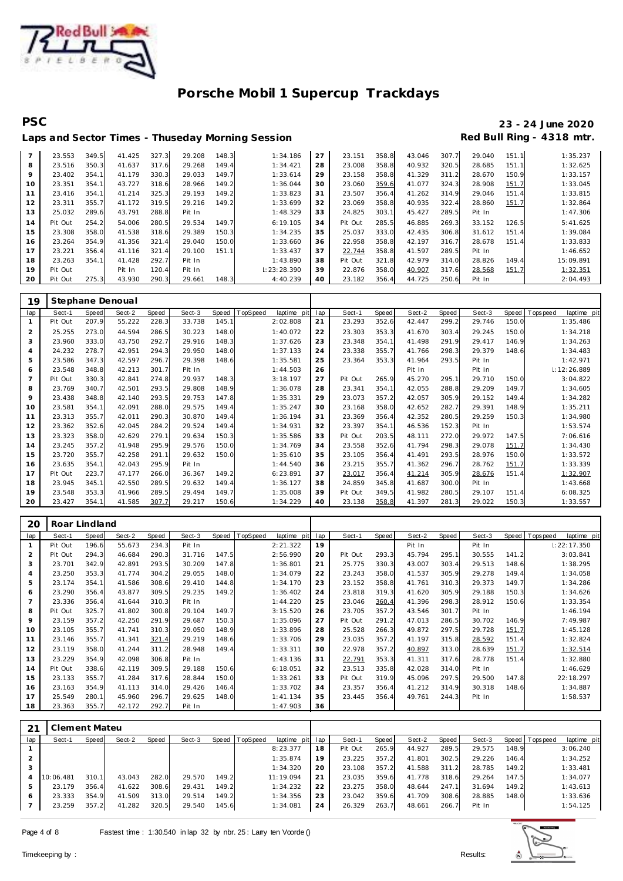# Porsche Mobil 1 Supercup Trackdays

**PSC** **23 - 24 June 2020**

**Laps and Sector Times - Thuseday Morning Session** **Red Bull Ring - 4318 mtr.**

| lap | Sect-1 | Speed | Sect-2 | Speed | Sect-3 | Speed | TopSpeed | laptime pit | lap | Sect-1 | Speed | Sect-2 | Speed | Sect-3 | Speed | Topspeed | laptime pit |
|---|---|---|---|---|---|---|---|---|---|---|---|---|---|---|---|---|---|
| 7 | 23.553 | 349.5 | 41.425 | 327.3 | 29.208 | 148.3 | | 1:34.186 | 27 | 23.151 | 358.8 | 43.046 | 307.7 | 29.040 | 151.1 | | 1:35.237 |
| 8 | 23.516 | 350.3 | 41.637 | 317.6 | 29.268 | 149.4 | | 1:34.421 | 28 | 23.008 | 358.8 | 40.932 | 320.5 | 28.685 | 151.1 | | 1:32.625 |
| 9 | 23.402 | 354.1 | 41.179 | 330.3 | 29.033 | 149.7 | | 1:33.614 | 29 | 23.158 | 358.8 | 41.329 | 311.2 | 28.670 | 150.9 | | 1:33.157 |
| 10 | 23.351 | 354.1 | 43.727 | 318.6 | 28.966 | 149.2 | | 1:36.044 | 30 | 23.060 | 359.6 | 41.077 | 324.3 | 28.908 | 151.7 | | 1:33.045 |
| 11 | 23.416 | 354.1 | 41.214 | 325.3 | 29.193 | 149.2 | | 1:33.823 | 31 | 23.507 | 356.4 | 41.262 | 314.9 | 29.046 | 151.4 | | 1:33.815 |
| 12 | 23.311 | 355.7 | 41.172 | 319.5 | 29.216 | 149.2 | | 1:33.699 | 32 | 23.069 | 358.8 | 40.935 | 322.4 | 28.860 | 151.7 | | 1:32.864 |
| 13 | 25.032 | 289.6 | 43.791 | 288.8 | Pit In | | | 1:48.329 | 33 | 24.825 | 303.1 | 45.427 | 289.5 | Pit In | | | 1:47.306 |
| 14 | Pit Out | 254.2 | 54.006 | 280.5 | 29.534 | 149.7 | | 6:19.105 | 34 | Pit Out | 285.5 | 46.885 | 269.3 | 33.152 | 126.5 | | 5:41.625 |
| 15 | 23.308 | 358.0 | 41.538 | 318.6 | 29.389 | 150.3 | | 1:34.235 | 35 | 25.037 | 333.0 | 42.435 | 306.8 | 31.612 | 151.4 | | 1:39.084 |
| 16 | 23.264 | 354.9 | 41.356 | 321.4 | 29.040 | 150.0 | | 1:33.660 | 36 | 22.958 | 358.8 | 42.197 | 316.7 | 28.678 | 151.4 | | 1:33.833 |
| 17 | 23.221 | 356.4 | 41.116 | 321.4 | 29.100 | 151.1 | | 1:33.437 | 37 | 22.744 | 358.8 | 41.597 | 289.5 | Pit In | | | 1:46.652 |
| 18 | 23.263 | 354.1 | 41.428 | 292.7 | Pit In | | | 1:43.890 | 38 | Pit Out | 321.8 | 42.979 | 314.0 | 28.826 | 149.4 | | 15:09.891 |
| 19 | Pit Out | | Pit In | 120.4 | Pit In | | | 1:23:28.390 | 39 | 22.876 | 358.0 | 40.907 | 317.6 | 28.568 | 151.7 | | 1:32.351 |
| 20 | Pit Out | 275.3 | 43.930 | 290.3 | 29.661 | 148.3 | | 4:40.239 | 40 | 23.182 | 356.4 | 44.725 | 250.6 | Pit In | | | 2:04.493 |

**19 Stephane Denoual**

| lap | Sect-1 | Speed | Sect-2 | Speed | Sect-3 | Speed | TopSpeed | laptime pit | lap | Sect-1 | Speed | Sect-2 | Speed | Sect-3 | Speed | Topspeed | laptime pit |
|---|---|---|---|---|---|---|---|---|---|---|---|---|---|---|---|---|---|
| 1 | Pit Out | 207.9 | 55.222 | 228.3 | 33.738 | 145.1 | | 2:02.808 | 21 | 23.293 | 352.6 | 42.447 | 299.2 | 29.746 | 150.0 | | 1:35.486 |
| 2 | 25.255 | 273.0 | 44.594 | 286.5 | 30.223 | 148.0 | | 1:40.072 | 22 | 23.303 | 353.3 | 41.670 | 303.4 | 29.245 | 150.0 | | 1:34.218 |
| 3 | 23.960 | 333.0 | 43.750 | 292.7 | 29.916 | 148.3 | | 1:37.626 | 23 | 23.348 | 354.1 | 41.498 | 291.9 | 29.417 | 146.9 | | 1:34.263 |
| 4 | 24.232 | 278.7 | 42.951 | 294.3 | 29.950 | 148.0 | | 1:37.133 | 24 | 23.338 | 355.7 | 41.766 | 298.3 | 29.379 | 148.6 | | 1:34.483 |
| 5 | 23.586 | 347.3 | 42.597 | 296.7 | 29.398 | 148.6 | | 1:35.581 | 25 | 23.364 | 353.3 | 41.964 | 293.5 | Pit In | | | 1:42.971 |
| 6 | 23.548 | 348.8 | 42.213 | 301.7 | Pit In | | | 1:44.503 | 26 | | | Pit In | | Pit In | | | 1:12:26.889 |
| 7 | Pit Out | 330.3 | 42.841 | 274.8 | 29.937 | 148.3 | | 3:18.197 | 27 | Pit Out | 265.9 | 45.270 | 295.1 | 29.710 | 150.0 | | 3:04.822 |
| 8 | 23.769 | 340.7 | 42.501 | 293.5 | 29.808 | 148.9 | | 1:36.078 | 28 | 23.341 | 354.1 | 42.055 | 288.8 | 29.209 | 149.7 | | 1:34.605 |
| 9 | 23.438 | 348.8 | 42.140 | 293.5 | 29.753 | 147.8 | | 1:35.331 | 29 | 23.073 | 357.2 | 42.057 | 305.9 | 29.152 | 149.4 | | 1:34.282 |
| 10 | 23.581 | 354.1 | 42.091 | 288.0 | 29.575 | 149.4 | | 1:35.247 | 30 | 23.168 | 358.0 | 42.652 | 282.7 | 29.391 | 148.9 | | 1:35.211 |
| 11 | 23.313 | 355.7 | 42.011 | 290.3 | 30.870 | 149.4 | | 1:36.194 | 31 | 23.369 | 356.4 | 42.352 | 280.5 | 29.259 | 150.3 | | 1:34.980 |
| 12 | 23.362 | 352.6 | 42.045 | 284.2 | 29.524 | 149.4 | | 1:34.931 | 32 | 23.397 | 354.1 | 46.536 | 152.3 | Pit In | | | 1:53.574 |
| 13 | 23.323 | 358.0 | 42.629 | 279.1 | 29.634 | 150.3 | | 1:35.586 | 33 | Pit Out | 203.5 | 48.111 | 272.0 | 29.972 | 147.5 | | 7:06.616 |
| 14 | 23.245 | 357.2 | 41.948 | 295.9 | 29.576 | 150.0 | | 1:34.769 | 34 | 23.558 | 352.6 | 41.794 | 298.3 | 29.078 | 151.7 | | 1:34.430 |
| 15 | 23.720 | 355.7 | 42.258 | 291.1 | 29.632 | 150.0 | | 1:35.610 | 35 | 23.105 | 356.4 | 41.491 | 293.5 | 28.976 | 150.0 | | 1:33.572 |
| 16 | 23.635 | 354.1 | 42.043 | 295.9 | Pit In | | | 1:44.540 | 36 | 23.215 | 355.7 | 41.362 | 296.7 | 28.762 | 151.7 | | 1:33.339 |
| 17 | Pit Out | 223.7 | 47.177 | 266.0 | 36.367 | 149.2 | | 6:23.891 | 37 | 23.017 | 356.4 | 41.214 | 305.9 | 28.676 | 151.4 | | 1:32.907 |
| 18 | 23.945 | 345.1 | 42.550 | 289.5 | 29.632 | 149.4 | | 1:36.127 | 38 | 24.859 | 345.8 | 41.687 | 300.0 | Pit In | | | 1:43.668 |
| 19 | 23.548 | 353.3 | 41.966 | 289.5 | 29.494 | 149.7 | | 1:35.008 | 39 | Pit Out | 349.5 | 41.982 | 280.5 | 29.107 | 151.4 | | 6:08.325 |
| 20 | 23.427 | 354.1 | 41.585 | 307.7 | 29.217 | 150.6 | | 1:34.229 | 40 | 23.138 | 358.8 | 41.397 | 281.3 | 29.022 | 150.3 | | 1:33.557 |

**20 Roar Lindland**

| lap | Sect-1 | Speed | Sect-2 | Speed | Sect-3 | Speed | TopSpeed | laptime pit | lap | Sect-1 | Speed | Sect-2 | Speed | Sect-3 | Speed | Topspeed | laptime pit |
|---|---|---|---|---|---|---|---|---|---|---|---|---|---|---|---|---|---|
| 1 | Pit Out | 196.6 | 55.673 | 234.3 | Pit In | | | 2:21.322 | 19 | | | Pit In | | Pit In | | | 1:22:17.350 |
| 2 | Pit Out | 294.3 | 46.684 | 290.3 | 31.716 | 147.5 | | 2:56.990 | 20 | Pit Out | 293.3 | 45.794 | 295.1 | 30.555 | 141.2 | | 3:03.841 |
| 3 | 23.701 | 342.9 | 42.891 | 293.5 | 30.209 | 147.8 | | 1:36.801 | 21 | 25.775 | 330.3 | 43.007 | 303.4 | 29.513 | 148.6 | | 1:38.295 |
| 4 | 23.250 | 353.3 | 41.774 | 304.2 | 29.055 | 148.0 | | 1:34.079 | 22 | 23.243 | 358.0 | 41.537 | 305.9 | 29.278 | 149.4 | | 1:34.058 |
| 5 | 23.174 | 354.1 | 41.586 | 308.6 | 29.410 | 144.8 | | 1:34.170 | 23 | 23.152 | 358.8 | 41.761 | 310.3 | 29.373 | 149.7 | | 1:34.286 |
| 6 | 23.290 | 356.4 | 43.877 | 309.5 | 29.235 | 149.2 | | 1:36.402 | 24 | 23.818 | 319.3 | 41.620 | 305.9 | 29.188 | 150.3 | | 1:34.626 |
| 7 | 23.336 | 356.4 | 41.644 | 310.3 | Pit In | | | 1:44.220 | 25 | 23.046 | 360.4 | 41.396 | 298.3 | 28.912 | 150.6 | | 1:33.354 |
| 8 | Pit Out | 325.7 | 41.802 | 300.8 | 29.104 | 149.7 | | 3:15.520 | 26 | 23.705 | 357.2 | 43.546 | 301.7 | Pit In | | | 1:46.194 |
| 9 | 23.159 | 357.2 | 42.250 | 291.9 | 29.687 | 150.3 | | 1:35.096 | 27 | Pit Out | 291.2 | 47.013 | 286.5 | 30.702 | 146.9 | | 7:49.987 |
| 10 | 23.105 | 355.7 | 41.741 | 310.3 | 29.050 | 148.9 | | 1:33.896 | 28 | 25.528 | 266.3 | 49.872 | 297.5 | 29.728 | 151.7 | | 1:45.128 |
| 11 | 23.146 | 355.7 | 41.341 | 321.4 | 29.219 | 148.6 | | 1:33.706 | 29 | 23.035 | 357.2 | 41.197 | 315.8 | 28.592 | 151.4 | | 1:32.824 |
| 12 | 23.119 | 358.0 | 41.244 | 311.2 | 28.948 | 149.4 | | 1:33.311 | 30 | 22.978 | 357.2 | 40.897 | 313.0 | 28.639 | 151.7 | | 1:32.514 |
| 13 | 23.229 | 354.9 | 42.098 | 306.8 | Pit In | | | 1:43.136 | 31 | 22.791 | 353.3 | 41.311 | 317.6 | 28.778 | 151.4 | | 1:32.880 |
| 14 | Pit Out | 338.6 | 42.119 | 309.5 | 29.188 | 150.6 | | 6:18.051 | 32 | 23.513 | 335.8 | 42.028 | 314.0 | Pit In | | | 1:46.629 |
| 15 | 23.133 | 355.7 | 41.284 | 317.6 | 28.844 | 150.0 | | 1:33.261 | 33 | Pit Out | 319.9 | 45.096 | 297.5 | 29.500 | 147.8 | | 22:18.297 |
| 16 | 23.163 | 354.9 | 41.113 | 314.0 | 29.426 | 146.4 | | 1:33.702 | 34 | 23.357 | 356.4 | 41.212 | 314.9 | 30.318 | 148.6 | | 1:34.887 |
| 17 | 25.549 | 280.1 | 45.960 | 296.7 | 29.625 | 148.0 | | 1:41.134 | 35 | 23.445 | 356.4 | 49.761 | 244.3 | Pit In | | | 1:58.537 |
| 18 | 23.363 | 355.7 | 42.172 | 292.7 | Pit In | | | 1:47.903 | 36 | | | | | | | | |

**21 Clement Mateu**

| lap | Sect-1 | Speed | Sect-2 | Speed | Sect-3 | Speed | TopSpeed | laptime pit | lap | Sect-1 | Speed | Sect-2 | Speed | Sect-3 | Speed | Topspeed | laptime pit |
|---|---|---|---|---|---|---|---|---|---|---|---|---|---|---|---|---|---|
| 1 | | | | | | | | 8:23.377 | 18 | Pit Out | 265.9 | 44.927 | 289.5 | 29.575 | 148.9 | | 3:06.240 |
| 2 | | | | | | | | 1:35.874 | 19 | 23.225 | 357.2 | 41.801 | 302.5 | 29.226 | 146.4 | | 1:34.252 |
| 3 | | | | | | | | 1:34.320 | 20 | 23.108 | 357.2 | 41.588 | 311.2 | 28.785 | 149.2 | | 1:33.481 |
| 4 | 10:06.481 | 310.1 | 43.043 | 282.0 | 29.570 | 149.2 | | 11:19.094 | 21 | 23.035 | 359.6 | 41.778 | 318.6 | 29.264 | 147.5 | | 1:34.077 |
| 5 | 23.179 | 356.4 | 41.622 | 308.6 | 29.431 | 149.2 | | 1:34.232 | 22 | 23.275 | 358.0 | 48.644 | 247.1 | 31.694 | 149.2 | | 1:43.613 |
| 6 | 23.333 | 354.9 | 41.509 | 313.0 | 29.514 | 149.2 | | 1:34.356 | 23 | 23.042 | 359.6 | 41.709 | 308.6 | 28.885 | 148.0 | | 1:33.636 |
| 7 | 23.259 | 357.2 | 41.282 | 320.5 | 29.540 | 145.6 | | 1:34.081 | 24 | 26.329 | 263.7 | 48.661 | 266.7 | Pit In | | | 1:54.125 |

Fastest time : 1:30.540 in lap 32 by nbr. 25 : Larry ten Voorde ()

Timekeeping by : Results: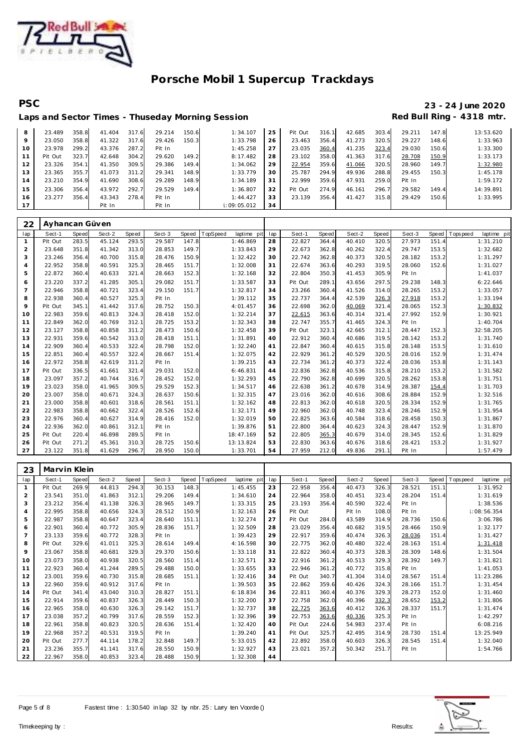# Porsche Mobil 1 Supercup Trackdays

## PSC

**23 - 24 June 2020**

### Laps and Sector Times - Thuseday Morning Session

**Red Bull Ring - 4318 mtr.**

| lap | Sect-1 | Speed | Sect-2 | Speed | Sect-3 | Speed | laptime pit | lap | Sect-1 | Speed | Sect-2 | Speed | Sect-3 | Speed | laptime pit |
|---|---|---|---|---|---|---|---|---|---|---|---|---|---|---|---|
| 8 | 23.489 | 358.8 | 41.404 | 317.6 | 29.214 | 150.6 | 1:34.107 | 25 | Pit Out | 316.1 | 42.685 | 303.4 | 29.211 | 147.8 | 13:53.620 |
| 9 | 23.050 | 358.8 | 41.322 | 317.6 | 29.426 | 150.3 | 1:33.798 | 26 | 23.463 | 356.4 | 41.273 | 320.5 | 29.227 | 148.6 | 1:33.963 |
| 10 | 23.978 | 299.2 | 43.376 | 287.2 | Pit In | | 1:45.258 | 27 | 23.035 | 360.4 | 41.235 | 323.4 | 29.030 | 150.6 | 1:33.300 |
| 11 | Pit Out | 323.7 | 42.648 | 304.2 | 29.620 | 149.2 | 8:17.482 | 28 | 23.102 | 358.0 | 41.363 | 317.6 | 28.708 | 150.9 | 1:33.173 |
| 12 | 23.326 | 354.1 | 41.350 | 309.5 | 29.386 | 149.4 | 1:34.062 | 29 | 22.954 | 359.6 | 41.066 | 320.5 | 28.960 | 149.7 | 1:32.980 |
| 13 | 23.365 | 355.7 | 41.073 | 311.2 | 29.341 | 148.9 | 1:33.779 | 30 | 25.787 | 294.9 | 49.936 | 288.8 | 29.455 | 150.3 | 1:45.178 |
| 14 | 23.210 | 354.9 | 41.690 | 308.6 | 29.289 | 148.9 | 1:34.189 | 31 | 22.999 | 359.6 | 47.931 | 259.0 | Pit In | | 1:59.172 |
| 15 | 23.306 | 356.4 | 43.972 | 292.7 | 29.529 | 149.4 | 1:36.807 | 32 | Pit Out | 274.9 | 46.161 | 296.7 | 29.582 | 149.4 | 14:39.891 |
| 16 | 23.277 | 356.4 | 43.343 | 278.4 | Pit In | | 1:44.427 | 33 | 23.139 | 356.4 | 41.427 | 315.8 | 29.429 | 150.6 | 1:33.995 |
| 17 | | | Pit In | | Pit In | | l:09:05.012 | 34 | | | | | | | |

### 22 Ayhancan Güven

| lap | Sect-1 | Speed | Sect-2 | Speed | Sect-3 | Speed | TopSpeed | laptime pit | lap | Sect-1 | Speed | Sect-2 | Speed | Sect-3 | Speed | Topspeed | laptime pit |
|---|---|---|---|---|---|---|---|---|---|---|---|---|---|---|---|---|---|
| 1 | Pit Out | 283.5 | 45.124 | 293.5 | 29.587 | 147.8 | | 1:46.869 | 28 | 22.827 | 364.4 | 40.410 | 320.5 | 27.973 | 151.4 | | 1:31.210 |
| 2 | 23.648 | 351.8 | 41.342 | 313.0 | 28.853 | 149.7 | | 1:33.843 | 29 | 22.673 | 362.8 | 40.262 | 322.4 | 29.747 | 153.5 | | 1:32.682 |
| 3 | 23.246 | 356.4 | 40.700 | 315.8 | 28.476 | 150.9 | | 1:32.422 | 30 | 22.742 | 362.8 | 40.373 | 320.5 | 28.182 | 153.2 | | 1:31.297 |
| 4 | 22.952 | 358.8 | 40.591 | 325.3 | 28.465 | 151.7 | | 1:32.008 | 31 | 22.674 | 363.6 | 40.293 | 319.5 | 28.060 | 152.6 | | 1:31.027 |
| 5 | 22.872 | 360.4 | 40.633 | 321.4 | 28.663 | 152.3 | | 1:32.168 | 32 | 22.804 | 350.3 | 41.453 | 305.9 | Pit In | | | 1:41.037 |
| 6 | 23.220 | 337.2 | 41.285 | 305.1 | 29.082 | 151.7 | | 1:33.587 | 33 | Pit Out | 289.1 | 43.656 | 297.5 | 29.238 | 148.3 | | 6:22.646 |
| 7 | 22.946 | 358.8 | 40.721 | 323.4 | 29.150 | 151.7 | | 1:32.817 | 34 | 23.266 | 360.4 | 41.526 | 314.0 | 28.265 | 153.2 | | 1:33.057 |
| 8 | 22.938 | 360.4 | 40.527 | 325.3 | Pit In | | | 1:39.112 | 35 | 22.737 | 364.4 | 42.539 | 326.3 | 27.918 | 153.2 | | 1:33.194 |
| 9 | Pit Out | 345.1 | 41.442 | 317.6 | 28.752 | 150.3 | | 4:01.457 | 36 | 22.698 | 362.0 | 40.069 | 321.4 | 28.065 | 152.3 | | 1:30.832 |
| 10 | 22.983 | 359.6 | 40.813 | 324.3 | 28.418 | 152.0 | | 1:32.214 | 37 | 22.615 | 363.6 | 40.314 | 321.4 | 27.992 | 152.9 | | 1:30.921 |
| 11 | 22.849 | 362.0 | 40.769 | 312.1 | 28.725 | 153.2 | | 1:32.343 | 38 | 22.747 | 355.7 | 41.465 | 324.3 | Pit In | | | 1:40.704 |
| 12 | 23.127 | 358.8 | 40.858 | 311.2 | 28.473 | 150.6 | | 1:32.458 | 39 | Pit Out | 323.1 | 42.665 | 312.1 | 28.447 | 152.3 | | 32:58.205 |
| 13 | 22.931 | 359.6 | 40.542 | 313.0 | 28.418 | 151.1 | | 1:31.891 | 40 | 22.912 | 360.4 | 40.686 | 319.5 | 28.142 | 153.2 | | 1:31.740 |
| 14 | 22.909 | 360.4 | 40.533 | 322.4 | 28.798 | 152.0 | | 1:32.240 | 41 | 22.847 | 360.4 | 40.615 | 315.8 | 28.148 | 153.5 | | 1:31.610 |
| 15 | 22.851 | 360.4 | 40.557 | 322.4 | 28.667 | 151.4 | | 1:32.075 | 42 | 22.929 | 361.2 | 40.529 | 320.5 | 28.016 | 152.9 | | 1:31.474 |
| 16 | 22.972 | 358.8 | 42.619 | 311.2 | Pit In | | | 1:39.215 | 43 | 22.734 | 361.2 | 40.373 | 322.4 | 28.036 | 153.8 | | 1:31.143 |
| 17 | Pit Out | 336.5 | 41.661 | 321.4 | 29.031 | 152.0 | | 6:46.831 | 44 | 22.836 | 362.8 | 40.536 | 315.8 | 28.210 | 153.2 | | 1:31.582 |
| 18 | 23.097 | 357.2 | 40.744 | 316.7 | 28.452 | 152.0 | | 1:32.293 | 45 | 22.790 | 362.8 | 40.699 | 320.5 | 28.262 | 153.8 | | 1:31.751 |
| 19 | 23.023 | 358.0 | 41.965 | 309.5 | 29.529 | 152.3 | | 1:34.517 | 46 | 22.638 | 361.2 | 40.678 | 314.9 | 28.387 | 154.4 | | 1:31.703 |
| 20 | 23.007 | 358.0 | 40.671 | 324.3 | 28.637 | 150.6 | | 1:32.315 | 47 | 23.016 | 362.0 | 40.616 | 308.6 | 28.884 | 152.9 | | 1:32.516 |
| 21 | 23.000 | 358.8 | 40.601 | 318.6 | 28.561 | 151.1 | | 1:32.162 | 48 | 22.813 | 362.0 | 40.618 | 320.5 | 28.334 | 152.9 | | 1:31.765 |
| 22 | 22.983 | 358.8 | 40.662 | 322.4 | 28.526 | 152.6 | | 1:32.171 | 49 | 22.960 | 362.0 | 40.748 | 323.4 | 28.246 | 152.9 | | 1:31.954 |
| 23 | 22.976 | 360.4 | 40.627 | 314.9 | 28.416 | 152.0 | | 1:32.019 | 50 | 22.825 | 363.6 | 40.584 | 318.6 | 28.458 | 150.3 | | 1:31.867 |
| 24 | 22.936 | 362.0 | 40.861 | 312.1 | Pit In | | | 1:39.876 | 51 | 22.800 | 364.4 | 40.623 | 324.3 | 28.447 | 152.9 | | 1:31.870 |
| 25 | Pit Out | 220.4 | 46.898 | 289.5 | Pit In | | | 18:47.169 | 52 | 22.805 | 365.3 | 40.679 | 314.0 | 28.345 | 152.6 | | 1:31.829 |
| 26 | Pit Out | 271.2 | 45.361 | 310.3 | 28.725 | 150.6 | | 13:13.824 | 53 | 22.830 | 363.6 | 40.676 | 318.6 | 28.421 | 153.2 | | 1:31.927 |
| 27 | 23.122 | 351.8 | 41.629 | 296.7 | 28.950 | 150.0 | | 1:33.701 | 54 | 27.959 | 212.0 | 49.836 | 291.1 | Pit In | | | 1:57.479 |

### 23 Marvin Klein

| lap | Sect-1 | Speed | Sect-2 | Speed | Sect-3 | Speed | TopSpeed | laptime pit | lap | Sect-1 | Speed | Sect-2 | Speed | Sect-3 | Speed | Topspeed | laptime pit |
|---|---|---|---|---|---|---|---|---|---|---|---|---|---|---|---|---|---|
| 1 | Pit Out | 269.9 | 44.813 | 294.3 | 30.153 | 148.3 | | 1:45.455 | 23 | 22.958 | 356.4 | 40.473 | 326.3 | 28.521 | 151.1 | | 1:31.952 |
| 2 | 23.541 | 351.0 | 41.863 | 312.1 | 29.206 | 149.4 | | 1:34.610 | 24 | 22.964 | 358.0 | 40.451 | 323.4 | 28.204 | 151.4 | | 1:31.619 |
| 3 | 23.212 | 356.4 | 41.138 | 326.3 | 28.965 | 149.7 | | 1:33.315 | 25 | 23.193 | 356.4 | 40.590 | 322.4 | Pit In | | | 1:38.536 |
| 4 | 22.995 | 358.8 | 40.656 | 324.3 | 28.512 | 150.9 | | 1:32.163 | 26 | Pit Out | | Pit In | 108.0 | Pit In | | | l:08:56.354 |
| 5 | 22.987 | 358.8 | 40.647 | 323.4 | 28.640 | 151.1 | | 1:32.274 | 27 | Pit Out | 284.0 | 43.589 | 314.9 | 28.736 | 150.6 | | 3:06.786 |
| 6 | 22.901 | 360.4 | 40.772 | 305.9 | 28.836 | 151.7 | | 1:32.509 | 28 | 23.029 | 356.4 | 40.682 | 319.5 | 28.466 | 150.9 | | 1:32.177 |
| 7 | 23.133 | 359.6 | 40.772 | 328.3 | Pit In | | | 1:39.423 | 29 | 22.917 | 359.6 | 40.474 | 326.3 | 28.036 | 151.4 | | 1:31.427 |
| 8 | Pit Out | 329.6 | 41.011 | 325.3 | 28.614 | 149.4 | | 4:16.598 | 30 | 22.775 | 362.0 | 40.480 | 322.4 | 28.163 | 151.4 | | 1:31.418 |
| 9 | 23.067 | 358.8 | 40.681 | 329.3 | 29.370 | 150.6 | | 1:33.118 | 31 | 22.822 | 360.4 | 40.373 | 328.3 | 28.309 | 148.6 | | 1:31.504 |
| 10 | 23.073 | 358.0 | 40.938 | 320.5 | 28.560 | 151.4 | | 1:32.571 | 32 | 22.916 | 361.2 | 40.513 | 329.3 | 28.392 | 149.7 | | 1:31.821 |
| 11 | 22.923 | 360.4 | 41.244 | 289.5 | 29.488 | 150.0 | | 1:33.655 | 33 | 22.946 | 361.2 | 40.772 | 315.8 | Pit In | | | 1:41.053 |
| 12 | 23.001 | 359.6 | 40.730 | 315.8 | 28.685 | 151.1 | | 1:32.416 | 34 | Pit Out | 340.7 | 41.304 | 314.0 | 28.567 | 151.4 | | 11:23.286 |
| 13 | 22.960 | 359.6 | 40.912 | 317.6 | Pit In | | | 1:39.503 | 35 | 22.862 | 359.6 | 40.426 | 324.3 | 28.166 | 151.7 | | 1:31.454 |
| 14 | Pit Out | 341.4 | 43.040 | 310.3 | 28.827 | 151.1 | | 6:18.834 | 36 | 22.811 | 360.4 | 40.376 | 329.3 | 28.273 | 152.0 | | 1:31.460 |
| 15 | 22.914 | 359.6 | 40.837 | 326.3 | 28.449 | 150.3 | | 1:32.200 | 37 | 22.758 | 362.0 | 40.396 | 332.3 | 28.652 | 153.2 | | 1:31.806 |
| 16 | 22.965 | 358.0 | 40.630 | 326.3 | 29.142 | 151.7 | | 1:32.737 | 38 | 22.725 | 363.6 | 40.412 | 326.3 | 28.337 | 151.7 | | 1:31.474 |
| 17 | 23.038 | 357.2 | 40.799 | 317.6 | 28.559 | 152.3 | | 1:32.396 | 39 | 22.753 | 363.6 | 40.336 | 325.3 | Pit In | | | 1:42.297 |
| 18 | 22.961 | 358.8 | 40.823 | 320.5 | 28.636 | 151.4 | | 1:32.420 | 40 | Pit Out | 224.6 | 54.983 | 237.4 | Pit In | | | 6:08.216 |
| 19 | 22.968 | 357.2 | 40.531 | 319.5 | Pit In | | | 1:39.240 | 41 | Pit Out | 325.7 | 42.495 | 314.9 | 28.730 | 151.4 | | 13:25.949 |
| 20 | Pit Out | 277.7 | 44.114 | 178.2 | 32.848 | 149.7 | | 5:33.015 | 42 | 22.892 | 358.0 | 40.603 | 326.3 | 28.545 | 151.4 | | 1:32.040 |
| 21 | 23.236 | 355.7 | 41.141 | 317.6 | 28.550 | 150.9 | | 1:32.927 | 43 | 23.021 | 357.2 | 50.342 | 251.7 | Pit In | | | 1:54.766 |
| 22 | 22.967 | 358.0 | 40.853 | 323.4 | 28.488 | 150.9 | | 1:32.308 | 44 | | | | | | | | |

Fastest time : 1:30.540 in lap 32 by nbr. 25 : Larry ten Voorde ()

Timekeeping by : Results: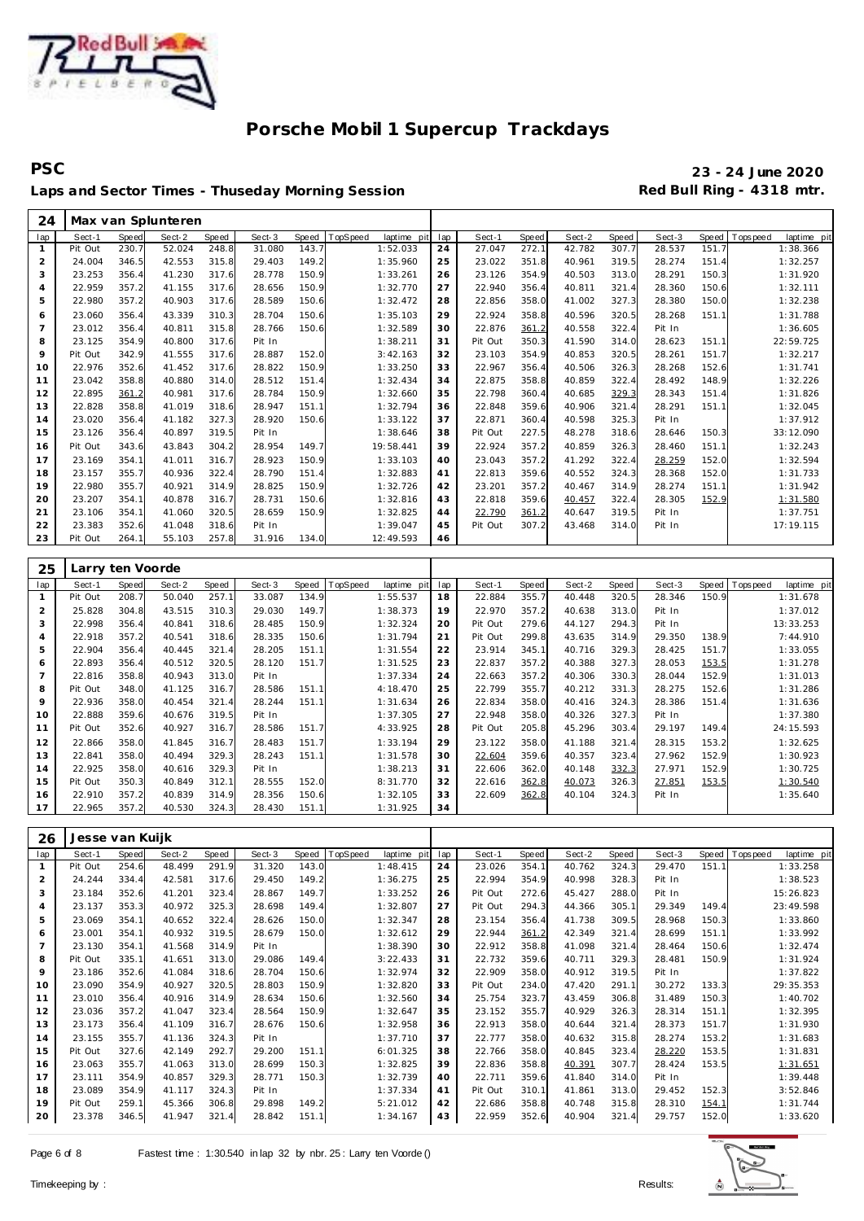# Porsche Mobil 1 Supercup Trackdays

**PSC** — **23 - 24 June 2020**

**Laps and Sector Times - Thuseday Morning Session** — **Red Bull Ring - 4318 mtr.**

| 24 | Max van Splunteren | | | | | | | | | | | | | | | | | |
|---|---|---|---|---|---|---|---|---|---|---|---|---|---|---|---|---|---|---|
| lap | Sect-1 | Speed | Sect-2 | Speed | Sect-3 | Speed | TopSpeed | laptime pit | lap | Sect-1 | Speed | Sect-2 | Speed | Sect-3 | Speed | Topspeed | laptime pit |
| 1 | Pit Out | 230.7 | 52.024 | 248.8 | 31.080 | 143.7 | | 1:52.033 | 24 | 27.047 | 272.1 | 42.782 | 307.7 | 28.537 | 151.7 | | 1:38.366 |
| 2 | 24.004 | 346.5 | 42.553 | 315.8 | 29.403 | 149.2 | | 1:35.960 | 25 | 23.022 | 351.8 | 40.961 | 319.5 | 28.274 | 151.4 | | 1:32.257 |
| 3 | 23.253 | 356.4 | 41.230 | 317.6 | 28.778 | 150.9 | | 1:33.261 | 26 | 23.126 | 354.9 | 40.503 | 313.0 | 28.291 | 150.3 | | 1:31.920 |
| 4 | 22.959 | 357.2 | 41.155 | 317.6 | 28.656 | 150.9 | | 1:32.770 | 27 | 22.940 | 356.4 | 40.811 | 321.4 | 28.360 | 150.6 | | 1:32.111 |
| 5 | 22.980 | 357.2 | 40.903 | 317.6 | 28.589 | 150.6 | | 1:32.472 | 28 | 22.856 | 358.0 | 41.002 | 327.3 | 28.380 | 150.0 | | 1:32.238 |
| 6 | 23.060 | 356.4 | 43.339 | 310.3 | 28.704 | 150.6 | | 1:35.103 | 29 | 22.924 | 358.8 | 40.596 | 320.5 | 28.268 | 151.1 | | 1:31.788 |
| 7 | 23.012 | 356.4 | 40.811 | 315.8 | 28.766 | 150.6 | | 1:32.589 | 30 | 22.876 | 361.2 | 40.558 | 322.4 | Pit In | | | 1:36.605 |
| 8 | 23.125 | 354.9 | 40.800 | 317.6 | Pit In | | | 1:38.211 | 31 | Pit Out | 350.3 | 41.590 | 314.0 | 28.623 | 151.1 | | 22:59.725 |
| 9 | Pit Out | 342.9 | 41.555 | 317.6 | 28.887 | 152.0 | | 3:42.163 | 32 | 23.103 | 354.9 | 40.853 | 320.5 | 28.261 | 151.7 | | 1:32.217 |
| 10 | 22.976 | 352.6 | 41.452 | 317.6 | 28.822 | 150.9 | | 1:33.250 | 33 | 22.967 | 356.4 | 40.506 | 326.3 | 28.268 | 152.6 | | 1:31.741 |
| 11 | 23.042 | 358.8 | 40.880 | 314.0 | 28.512 | 151.4 | | 1:32.434 | 34 | 22.875 | 358.8 | 40.859 | 322.4 | 28.492 | 148.9 | | 1:32.226 |
| 12 | 22.895 | 361.2 | 40.981 | 317.6 | 28.784 | 150.9 | | 1:32.660 | 35 | 22.798 | 360.4 | 40.685 | 329.3 | 28.343 | 151.4 | | 1:31.826 |
| 13 | 22.828 | 358.8 | 41.019 | 318.6 | 28.947 | 151.1 | | 1:32.794 | 36 | 22.848 | 359.6 | 40.906 | 321.4 | 28.291 | 151.1 | | 1:32.045 |
| 14 | 23.020 | 356.4 | 41.182 | 327.3 | 28.920 | 150.6 | | 1:33.122 | 37 | 22.871 | 360.4 | 40.598 | 325.3 | Pit In | | | 1:37.912 |
| 15 | 23.126 | 356.4 | 40.897 | 319.5 | Pit In | | | 1:38.646 | 38 | Pit Out | 227.5 | 48.278 | 318.6 | 28.646 | 150.3 | | 33:12.090 |
| 16 | Pit Out | 343.6 | 43.843 | 304.2 | 28.954 | 149.7 | | 19:58.441 | 39 | 22.924 | 357.2 | 40.859 | 326.3 | 28.460 | 151.1 | | 1:32.243 |
| 17 | 23.169 | 354.1 | 41.011 | 316.7 | 28.923 | 150.9 | | 1:33.103 | 40 | 23.043 | 357.2 | 41.292 | 322.4 | 28.259 | 152.0 | | 1:32.594 |
| 18 | 23.157 | 355.7 | 40.936 | 322.4 | 28.790 | 151.4 | | 1:32.883 | 41 | 22.813 | 359.6 | 40.552 | 324.3 | 28.368 | 152.0 | | 1:31.733 |
| 19 | 22.980 | 355.7 | 40.921 | 314.9 | 28.825 | 150.9 | | 1:32.726 | 42 | 23.201 | 357.2 | 40.467 | 314.9 | 28.274 | 151.1 | | 1:31.942 |
| 20 | 23.207 | 354.1 | 40.878 | 316.7 | 28.731 | 150.6 | | 1:32.816 | 43 | 22.818 | 359.6 | 40.457 | 322.4 | 28.305 | 152.9 | | 1:31.580 |
| 21 | 23.106 | 354.1 | 41.060 | 320.5 | 28.659 | 150.9 | | 1:32.825 | 44 | 22.790 | 361.2 | 40.647 | 319.5 | Pit In | | | 1:37.751 |
| 22 | 23.383 | 352.6 | 41.048 | 318.6 | Pit In | | | 1:39.047 | 45 | Pit Out | 307.2 | 43.468 | 314.0 | Pit In | | | 17:19.115 |
| 23 | Pit Out | 264.1 | 55.103 | 257.8 | 31.916 | 134.0 | | 12:49.593 | 46 | | | | | | | | |

| 25 | Larry ten Voorde | | | | | | | | | | | | | | | | | |
|---|---|---|---|---|---|---|---|---|---|---|---|---|---|---|---|---|---|---|
| lap | Sect-1 | Speed | Sect-2 | Speed | Sect-3 | Speed | TopSpeed | laptime pit | lap | Sect-1 | Speed | Sect-2 | Speed | Sect-3 | Speed | Topspeed | laptime pit |
| 1 | Pit Out | 208.7 | 50.040 | 257.1 | 33.087 | 134.9 | | 1:55.537 | 18 | 22.884 | 355.7 | 40.448 | 320.5 | 28.346 | 150.9 | | 1:31.678 |
| 2 | 25.828 | 304.8 | 43.515 | 310.3 | 29.030 | 149.7 | | 1:38.373 | 19 | 22.970 | 357.2 | 40.638 | 313.0 | Pit In | | | 1:37.012 |
| 3 | 22.998 | 356.4 | 40.841 | 318.6 | 28.485 | 150.9 | | 1:32.324 | 20 | Pit Out | 279.6 | 44.127 | 294.3 | Pit In | | | 13:33.253 |
| 4 | 22.918 | 357.2 | 40.541 | 318.6 | 28.335 | 150.6 | | 1:31.794 | 21 | Pit Out | 299.8 | 43.635 | 314.9 | 29.350 | 138.9 | | 7:44.910 |
| 5 | 22.904 | 356.4 | 40.445 | 321.4 | 28.205 | 151.1 | | 1:31.554 | 22 | 23.914 | 345.1 | 40.716 | 329.3 | 28.425 | 151.7 | | 1:33.055 |
| 6 | 22.893 | 356.4 | 40.512 | 320.5 | 28.120 | 151.7 | | 1:31.525 | 23 | 22.837 | 357.2 | 40.388 | 327.3 | 28.053 | 153.5 | | 1:31.278 |
| 7 | 22.816 | 358.8 | 40.943 | 313.0 | Pit In | | | 1:37.334 | 24 | 22.663 | 357.2 | 40.306 | 330.3 | 28.044 | 152.9 | | 1:31.013 |
| 8 | Pit Out | 348.0 | 41.125 | 316.7 | 28.586 | 151.1 | | 4:18.470 | 25 | 22.799 | 355.7 | 40.212 | 331.3 | 28.275 | 152.6 | | 1:31.286 |
| 9 | 22.936 | 358.0 | 40.454 | 321.4 | 28.244 | 151.1 | | 1:31.634 | 26 | 22.834 | 358.0 | 40.416 | 324.3 | 28.386 | 151.4 | | 1:31.636 |
| 10 | 22.888 | 359.6 | 40.676 | 319.5 | Pit In | | | 1:37.305 | 27 | 22.948 | 358.0 | 40.326 | 327.3 | Pit In | | | 1:37.380 |
| 11 | Pit Out | 352.6 | 40.927 | 316.7 | 28.586 | 151.7 | | 4:33.925 | 28 | Pit Out | 205.8 | 45.296 | 303.4 | 29.197 | 149.4 | | 24:15.593 |
| 12 | 22.866 | 358.0 | 41.845 | 316.7 | 28.483 | 151.7 | | 1:33.194 | 29 | 23.122 | 358.0 | 41.188 | 321.4 | 28.315 | 153.2 | | 1:32.625 |
| 13 | 22.841 | 358.0 | 40.494 | 329.3 | 28.243 | 151.1 | | 1:31.578 | 30 | 22.604 | 359.6 | 40.357 | 323.4 | 27.962 | 152.9 | | 1:30.923 |
| 14 | 22.925 | 358.0 | 40.616 | 329.3 | Pit In | | | 1:38.213 | 31 | 22.606 | 362.0 | 40.148 | 332.3 | 27.971 | 152.9 | | 1:30.725 |
| 15 | Pit Out | 350.3 | 40.849 | 312.1 | 28.555 | 152.0 | | 8:31.770 | 32 | 22.616 | 362.8 | 40.073 | 326.3 | 27.851 | 153.5 | | 1:30.540 |
| 16 | 22.910 | 357.2 | 40.839 | 314.9 | 28.356 | 150.6 | | 1:32.105 | 33 | 22.609 | 362.8 | 40.104 | 324.3 | Pit In | | | 1:35.640 |
| 17 | 22.965 | 357.2 | 40.530 | 324.3 | 28.430 | 151.1 | | 1:31.925 | 34 | | | | | | | | |

| 26 | Jesse van Kuijk | | | | | | | | | | | | | | | | | |
|---|---|---|---|---|---|---|---|---|---|---|---|---|---|---|---|---|---|---|
| lap | Sect-1 | Speed | Sect-2 | Speed | Sect-3 | Speed | TopSpeed | laptime pit | lap | Sect-1 | Speed | Sect-2 | Speed | Sect-3 | Speed | Topspeed | laptime pit |
| 1 | Pit Out | 254.6 | 48.499 | 291.9 | 31.320 | 143.0 | | 1:48.415 | 24 | 23.026 | 354.1 | 40.762 | 324.3 | 29.470 | 151.1 | | 1:33.258 |
| 2 | 24.244 | 334.4 | 42.581 | 317.6 | 29.450 | 149.2 | | 1:36.275 | 25 | 22.994 | 354.9 | 40.998 | 328.3 | Pit In | | | 1:38.523 |
| 3 | 23.184 | 352.6 | 41.201 | 323.4 | 28.867 | 149.7 | | 1:33.252 | 26 | Pit Out | 272.6 | 45.427 | 288.0 | Pit In | | | 15:26.823 |
| 4 | 23.137 | 353.3 | 40.972 | 325.3 | 28.698 | 149.4 | | 1:32.807 | 27 | Pit Out | 294.3 | 44.366 | 305.1 | 29.349 | 149.4 | | 23:49.598 |
| 5 | 23.069 | 354.1 | 40.652 | 322.4 | 28.626 | 150.0 | | 1:32.347 | 28 | 23.154 | 356.4 | 41.738 | 309.5 | 28.968 | 150.3 | | 1:33.860 |
| 6 | 23.001 | 354.1 | 40.932 | 319.5 | 28.679 | 150.0 | | 1:32.612 | 29 | 22.944 | 361.2 | 42.349 | 321.4 | 28.699 | 151.1 | | 1:33.992 |
| 7 | 23.130 | 354.1 | 41.568 | 314.9 | Pit In | | | 1:38.390 | 30 | 22.912 | 358.8 | 41.098 | 321.4 | 28.464 | 150.6 | | 1:32.474 |
| 8 | Pit Out | 335.1 | 41.651 | 313.0 | 29.086 | 149.4 | | 3:22.433 | 31 | 22.732 | 359.6 | 40.711 | 329.3 | 28.481 | 150.9 | | 1:31.924 |
| 9 | 23.186 | 352.6 | 41.084 | 318.6 | 28.704 | 150.6 | | 1:32.974 | 32 | 22.909 | 358.0 | 40.912 | 319.5 | Pit In | | | 1:37.822 |
| 10 | 23.090 | 354.9 | 40.927 | 320.5 | 28.803 | 150.9 | | 1:32.820 | 33 | Pit Out | 234.0 | 47.420 | 291.1 | 30.272 | 133.3 | | 29:35.353 |
| 11 | 23.010 | 356.4 | 40.916 | 314.9 | 28.634 | 150.6 | | 1:32.560 | 34 | 25.754 | 323.7 | 43.459 | 306.8 | 31.489 | 150.3 | | 1:40.702 |
| 12 | 23.036 | 357.2 | 41.047 | 323.4 | 28.564 | 150.9 | | 1:32.647 | 35 | 23.152 | 355.7 | 40.929 | 326.3 | 28.314 | 151.1 | | 1:32.395 |
| 13 | 23.173 | 356.4 | 41.109 | 316.7 | 28.676 | 150.6 | | 1:32.958 | 36 | 22.913 | 358.0 | 40.644 | 321.4 | 28.373 | 151.7 | | 1:31.930 |
| 14 | 23.155 | 355.7 | 41.136 | 324.3 | Pit In | | | 1:37.710 | 37 | 22.777 | 358.0 | 40.632 | 315.8 | 28.274 | 153.2 | | 1:31.683 |
| 15 | Pit Out | 327.6 | 42.149 | 292.7 | 29.200 | 151.1 | | 6:01.325 | 38 | 22.766 | 358.0 | 40.845 | 323.4 | 28.220 | 153.5 | | 1:31.831 |
| 16 | 23.063 | 355.7 | 41.063 | 313.0 | 28.699 | 150.3 | | 1:32.825 | 39 | 22.836 | 358.8 | 40.391 | 307.7 | 28.424 | 153.5 | | 1:31.651 |
| 17 | 23.111 | 354.9 | 40.857 | 329.3 | 28.771 | 150.3 | | 1:32.739 | 40 | 22.711 | 359.6 | 41.840 | 314.0 | Pit In | | | 1:39.448 |
| 18 | 23.089 | 354.9 | 41.117 | 324.3 | Pit In | | | 1:37.334 | 41 | Pit Out | 310.1 | 41.861 | 313.0 | 29.452 | 152.3 | | 3:52.846 |
| 19 | Pit Out | 259.1 | 45.366 | 306.8 | 29.898 | 149.2 | | 5:21.012 | 42 | 22.686 | 358.8 | 40.748 | 315.8 | 28.310 | 154.1 | | 1:31.744 |
| 20 | 23.378 | 346.5 | 41.947 | 321.4 | 28.842 | 151.1 | | 1:34.167 | 43 | 22.959 | 352.6 | 40.904 | 321.4 | 29.757 | 152.0 | | 1:33.620 |

Fastest time : 1:30.540 in lap 32 by nbr. 25 : Larry ten Voorde ()

Timekeeping by : Results: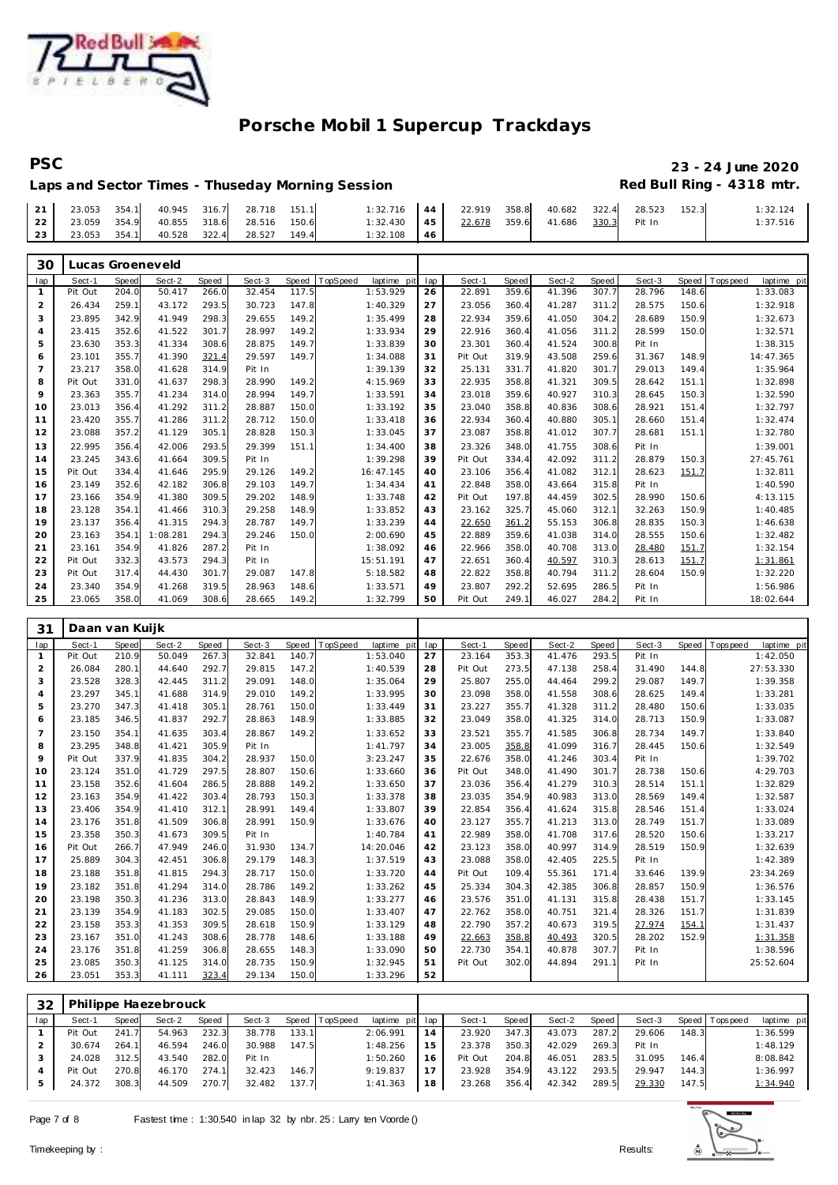# Porsche Mobil 1 Supercup Trackdays

**PSC** **23 - 24 June 2020**

**Laps and Sector Times - Thuseday Morning Session** **Red Bull Ring - 4318 mtr.**

| lap | Sect-1 | Speed | Sect-2 | Speed | Sect-3 | Speed | TopSpeed | laptime pit | lap | Sect-1 | Speed | Sect-2 | Speed | Sect-3 | Speed | Topspeed | laptime pit |
|---|---|---|---|---|---|---|---|---|---|---|---|---|---|---|---|---|---|
| 21 | 23.053 | 354.1 | 40.945 | 316.7 | 28.718 | 151.1 | | 1:32.716 | 44 | 22.919 | 358.8 | 40.682 | 322.4 | 28.523 | 152.3 | | 1:32.124 |
| 22 | 23.059 | 354.9 | 40.855 | 318.6 | 28.516 | 150.6 | | 1:32.430 | 45 | 22.678 | 359.6 | 41.686 | 330.3 | Pit In | | | 1:37.516 |
| 23 | 23.053 | 354.1 | 40.528 | 322.4 | 28.527 | 149.4 | | 1:32.108 | 46 | | | | | | | | |

## 30 Lucas Groeneveld

| lap | Sect-1 | Speed | Sect-2 | Speed | Sect-3 | Speed | TopSpeed | laptime pit | lap | Sect-1 | Speed | Sect-2 | Speed | Sect-3 | Speed | Topspeed | laptime pit |
|---|---|---|---|---|---|---|---|---|---|---|---|---|---|---|---|---|---|
| 1 | Pit Out | 204.0 | 50.417 | 266.0 | 32.454 | 117.5 | | 1:53.929 | 26 | 22.891 | 359.6 | 41.396 | 307.7 | 28.796 | 148.6 | | 1:33.083 |
| 2 | 26.434 | 259.1 | 43.172 | 293.5 | 30.723 | 147.8 | | 1:40.329 | 27 | 23.056 | 360.4 | 41.287 | 311.2 | 28.575 | 150.6 | | 1:32.918 |
| 3 | 23.895 | 342.9 | 41.949 | 298.3 | 29.655 | 149.2 | | 1:35.499 | 28 | 22.934 | 359.6 | 41.050 | 304.2 | 28.689 | 150.9 | | 1:32.673 |
| 4 | 23.415 | 352.6 | 41.522 | 301.7 | 28.997 | 149.2 | | 1:33.934 | 29 | 22.916 | 360.4 | 41.056 | 311.2 | 28.599 | 150.0 | | 1:32.571 |
| 5 | 23.630 | 353.3 | 41.334 | 308.6 | 28.875 | 149.7 | | 1:33.839 | 30 | 23.301 | 360.4 | 41.524 | 300.8 | Pit In | | | 1:38.315 |
| 6 | 23.101 | 355.7 | 41.390 | 321.4 | 29.597 | 149.7 | | 1:34.088 | 31 | Pit Out | 319.9 | 43.508 | 259.6 | 31.367 | 148.9 | | 14:47.365 |
| 7 | 23.217 | 358.0 | 41.628 | 314.9 | Pit In | | | 1:39.139 | 32 | 25.131 | 331.7 | 41.820 | 301.7 | 29.013 | 149.4 | | 1:35.964 |
| 8 | Pit Out | 331.0 | 41.637 | 298.3 | 28.990 | 149.2 | | 4:15.969 | 33 | 22.935 | 358.8 | 41.321 | 309.5 | 28.642 | 151.1 | | 1:32.898 |
| 9 | 23.363 | 355.7 | 41.234 | 314.0 | 28.994 | 149.7 | | 1:33.591 | 34 | 23.018 | 359.6 | 40.927 | 310.3 | 28.645 | 150.3 | | 1:32.590 |
| 10 | 23.013 | 356.4 | 41.292 | 311.2 | 28.887 | 150.0 | | 1:33.192 | 35 | 23.040 | 358.8 | 40.836 | 308.6 | 28.921 | 151.4 | | 1:32.797 |
| 11 | 23.420 | 355.7 | 41.286 | 311.2 | 28.712 | 150.0 | | 1:33.418 | 36 | 22.934 | 360.4 | 40.880 | 305.1 | 28.660 | 151.4 | | 1:32.474 |
| 12 | 23.088 | 357.2 | 41.129 | 305.1 | 28.828 | 150.3 | | 1:33.045 | 37 | 23.087 | 358.8 | 41.012 | 307.7 | 28.681 | 151.1 | | 1:32.780 |
| 13 | 22.995 | 356.4 | 42.006 | 293.5 | 29.399 | 151.1 | | 1:34.400 | 38 | 23.326 | 348.0 | 41.755 | 308.6 | Pit In | | | 1:39.001 |
| 14 | 23.245 | 343.6 | 41.664 | 309.5 | Pit In | | | 1:39.298 | 39 | Pit Out | 334.4 | 42.092 | 311.2 | 28.879 | 150.3 | | 27:45.761 |
| 15 | Pit Out | 334.4 | 41.646 | 295.9 | 29.126 | 149.2 | | 16:47.145 | 40 | 23.106 | 356.4 | 41.082 | 312.1 | 28.623 | 151.7 | | 1:32.811 |
| 16 | 23.149 | 352.6 | 42.182 | 306.8 | 29.103 | 149.7 | | 1:34.434 | 41 | 22.848 | 358.0 | 43.664 | 315.8 | Pit In | | | 1:40.590 |
| 17 | 23.166 | 354.9 | 41.380 | 309.5 | 29.202 | 148.9 | | 1:33.748 | 42 | Pit Out | 197.8 | 44.459 | 302.5 | 28.990 | 150.6 | | 4:13.115 |
| 18 | 23.128 | 354.1 | 41.466 | 310.3 | 29.258 | 148.9 | | 1:33.852 | 43 | 23.162 | 325.7 | 45.060 | 312.1 | 32.263 | 150.9 | | 1:40.485 |
| 19 | 23.137 | 356.4 | 41.315 | 294.3 | 28.787 | 149.7 | | 1:33.239 | 44 | 22.650 | 361.2 | 55.153 | 306.8 | 28.835 | 150.3 | | 1:46.638 |
| 20 | 23.163 | 354.1 | 1:08.281 | 294.3 | 29.246 | 150.0 | | 2:00.690 | 45 | 22.889 | 359.6 | 41.038 | 314.0 | 28.555 | 150.6 | | 1:32.482 |
| 21 | 23.161 | 354.9 | 41.826 | 287.2 | Pit In | | | 1:38.092 | 46 | 22.966 | 358.0 | 40.708 | 313.0 | 28.480 | 151.7 | | 1:32.154 |
| 22 | Pit Out | 332.3 | 43.573 | 294.3 | Pit In | | | 15:51.191 | 47 | 22.651 | 360.4 | 40.597 | 310.3 | 28.613 | 151.7 | | 1:31.861 |
| 23 | Pit Out | 317.4 | 44.430 | 301.7 | 29.087 | 147.8 | | 5:18.582 | 48 | 22.822 | 358.8 | 40.794 | 311.2 | 28.604 | 150.9 | | 1:32.220 |
| 24 | 23.340 | 354.9 | 41.268 | 319.5 | 28.963 | 148.6 | | 1:33.571 | 49 | 23.807 | 292.2 | 52.695 | 286.5 | Pit In | | | 1:56.986 |
| 25 | 23.065 | 358.0 | 41.069 | 308.6 | 28.665 | 149.2 | | 1:32.799 | 50 | Pit Out | 249.1 | 46.027 | 284.2 | Pit In | | | 18:02.644 |

## 31 Daan van Kuijk

| lap | Sect-1 | Speed | Sect-2 | Speed | Sect-3 | Speed | TopSpeed | laptime pit | lap | Sect-1 | Speed | Sect-2 | Speed | Sect-3 | Speed | Topspeed | laptime pit |
|---|---|---|---|---|---|---|---|---|---|---|---|---|---|---|---|---|---|
| 1 | Pit Out | 210.9 | 50.049 | 267.3 | 32.841 | 140.7 | | 1:53.040 | 27 | 23.164 | 353.3 | 41.476 | 293.5 | Pit In | | | 1:42.050 |
| 2 | 26.084 | 280.1 | 44.640 | 292.7 | 29.815 | 147.2 | | 1:40.539 | 28 | Pit Out | 273.5 | 47.138 | 258.4 | 31.490 | 144.8 | | 27:53.330 |
| 3 | 23.528 | 328.3 | 42.445 | 311.2 | 29.091 | 148.0 | | 1:35.064 | 29 | 25.807 | 255.0 | 44.464 | 299.2 | 29.087 | 149.7 | | 1:39.358 |
| 4 | 23.297 | 345.1 | 41.688 | 314.9 | 29.010 | 149.2 | | 1:33.995 | 30 | 23.098 | 358.0 | 41.558 | 308.6 | 28.625 | 149.4 | | 1:33.281 |
| 5 | 23.270 | 347.3 | 41.418 | 305.1 | 28.761 | 150.0 | | 1:33.449 | 31 | 23.227 | 355.7 | 41.328 | 311.2 | 28.480 | 150.6 | | 1:33.035 |
| 6 | 23.185 | 346.5 | 41.837 | 292.7 | 28.863 | 148.9 | | 1:33.885 | 32 | 23.049 | 358.0 | 41.325 | 314.0 | 28.713 | 150.9 | | 1:33.087 |
| 7 | 23.150 | 354.1 | 41.635 | 303.4 | 28.867 | 149.2 | | 1:33.652 | 33 | 23.521 | 355.7 | 41.585 | 306.8 | 28.734 | 149.7 | | 1:33.840 |
| 8 | 23.295 | 348.8 | 41.421 | 305.9 | Pit In | | | 1:41.797 | 34 | 23.005 | 358.8 | 41.099 | 316.7 | 28.445 | 150.6 | | 1:32.549 |
| 9 | Pit Out | 337.9 | 41.835 | 304.2 | 28.937 | 150.0 | | 3:23.247 | 35 | 22.676 | 358.0 | 41.246 | 303.4 | Pit In | | | 1:39.702 |
| 10 | 23.124 | 351.0 | 41.729 | 297.5 | 28.807 | 150.6 | | 1:33.660 | 36 | Pit Out | 348.0 | 41.490 | 301.7 | 28.738 | 150.6 | | 4:29.703 |
| 11 | 23.158 | 352.6 | 41.604 | 286.5 | 28.888 | 149.2 | | 1:33.650 | 37 | 23.036 | 356.4 | 41.279 | 310.3 | 28.514 | 151.1 | | 1:32.829 |
| 12 | 23.163 | 354.9 | 41.422 | 303.4 | 28.793 | 150.3 | | 1:33.378 | 38 | 23.035 | 354.9 | 40.983 | 313.0 | 28.569 | 149.4 | | 1:32.587 |
| 13 | 23.406 | 354.9 | 41.410 | 312.1 | 28.991 | 149.4 | | 1:33.807 | 39 | 22.854 | 356.4 | 41.624 | 315.8 | 28.546 | 151.4 | | 1:33.024 |
| 14 | 23.176 | 351.8 | 41.509 | 306.8 | 28.991 | 150.9 | | 1:33.676 | 40 | 23.127 | 355.7 | 41.213 | 313.0 | 28.749 | 151.7 | | 1:33.089 |
| 15 | 23.358 | 350.3 | 41.673 | 309.5 | Pit In | | | 1:40.784 | 41 | 22.989 | 358.0 | 41.708 | 317.6 | 28.520 | 150.6 | | 1:33.217 |
| 16 | Pit Out | 266.7 | 47.949 | 246.0 | 31.930 | 134.7 | | 14:20.046 | 42 | 23.123 | 358.0 | 40.997 | 314.9 | 28.519 | 150.9 | | 1:32.639 |
| 17 | 25.889 | 304.3 | 42.451 | 306.8 | 29.179 | 148.3 | | 1:37.519 | 43 | 23.088 | 358.0 | 42.405 | 225.5 | Pit In | | | 1:42.389 |
| 18 | 23.188 | 351.8 | 41.815 | 294.3 | 28.717 | 150.0 | | 1:33.720 | 44 | Pit Out | 109.4 | 55.361 | 171.4 | 33.646 | 139.9 | | 23:34.269 |
| 19 | 23.182 | 351.8 | 41.294 | 314.0 | 28.786 | 149.2 | | 1:33.262 | 45 | 25.334 | 304.3 | 42.385 | 306.8 | 28.857 | 150.9 | | 1:36.576 |
| 20 | 23.198 | 350.3 | 41.236 | 313.0 | 28.843 | 148.9 | | 1:33.277 | 46 | 23.576 | 351.0 | 41.131 | 315.8 | 28.438 | 151.7 | | 1:33.145 |
| 21 | 23.139 | 354.9 | 41.183 | 302.5 | 29.085 | 150.0 | | 1:33.407 | 47 | 22.762 | 358.0 | 40.751 | 321.4 | 28.326 | 151.7 | | 1:31.839 |
| 22 | 23.158 | 353.3 | 41.353 | 309.5 | 28.618 | 150.9 | | 1:33.129 | 48 | 22.790 | 357.2 | 40.673 | 319.5 | 27.974 | 154.1 | | 1:31.437 |
| 23 | 23.167 | 351.0 | 41.243 | 308.6 | 28.778 | 148.6 | | 1:33.188 | 49 | 22.663 | 358.8 | 40.493 | 320.5 | 28.202 | 152.9 | | 1:31.358 |
| 24 | 23.176 | 351.8 | 41.259 | 306.8 | 28.655 | 148.3 | | 1:33.090 | 50 | 22.730 | 354.1 | 40.878 | 307.7 | Pit In | | | 1:38.596 |
| 25 | 23.085 | 350.3 | 41.125 | 314.0 | 28.735 | 150.9 | | 1:32.945 | 51 | Pit Out | 302.0 | 44.894 | 291.1 | Pit In | | | 25:52.604 |
| 26 | 23.051 | 353.3 | 41.111 | 323.4 | 29.134 | 150.0 | | 1:33.296 | 52 | | | | | | | | |

## 32 Philippe Haezebrouck

| lap | Sect-1 | Speed | Sect-2 | Speed | Sect-3 | Speed | TopSpeed | laptime pit | lap | Sect-1 | Speed | Sect-2 | Speed | Sect-3 | Speed | Topspeed | laptime pit |
|---|---|---|---|---|---|---|---|---|---|---|---|---|---|---|---|---|---|
| 1 | Pit Out | 241.7 | 54.963 | 232.3 | 38.778 | 133.1 | | 2:06.991 | 14 | 23.920 | 347.3 | 43.073 | 287.2 | 29.606 | 148.3 | | 1:36.599 |
| 2 | 30.674 | 264.1 | 46.594 | 246.0 | 30.988 | 147.5 | | 1:48.256 | 15 | 23.378 | 350.3 | 42.029 | 269.3 | Pit In | | | 1:48.129 |
| 3 | 24.028 | 312.5 | 43.540 | 282.0 | Pit In | | | 1:50.260 | 16 | Pit Out | 204.8 | 46.051 | 283.5 | 31.095 | 146.4 | | 8:08.842 |
| 4 | Pit Out | 270.8 | 46.170 | 274.1 | 32.423 | 146.7 | | 9:19.837 | 17 | 23.928 | 354.9 | 43.122 | 293.5 | 29.947 | 144.3 | | 1:36.997 |
| 5 | 24.372 | 308.3 | 44.509 | 270.7 | 32.482 | 137.7 | | 1:41.363 | 18 | 23.268 | 356.4 | 42.342 | 289.5 | 29.330 | 147.5 | | 1:34.940 |

Fastest time : 1:30.540 in lap 32 by nbr. 25 : Larry ten Voorde ()

Timekeeping by : Results: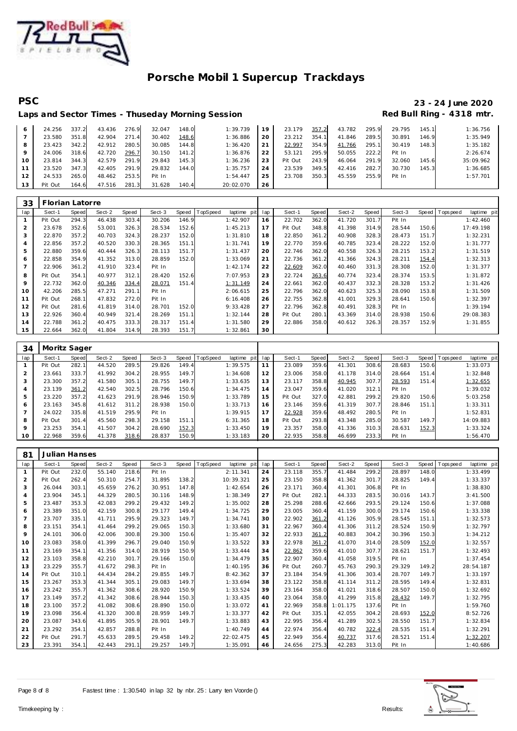# Porsche Mobil 1 Supercup Trackdays

**PSC** — **23 - 24 June 2020**

**Laps and Sector Times - Thuseday Morning Session** — **Red Bull Ring - 4318 mtr.**

| lap | Sect-1 | Speed | Sect-2 | Speed | Sect-3 | Speed | TopSpeed | laptime pit | lap | Sect-1 | Speed | Sect-2 | Speed | Sect-3 | Speed | Topspeed | laptime pit |
|---|---|---|---|---|---|---|---|---|---|---|---|---|---|---|---|---|---|
| 6 | 24.256 | 337.2 | 43.436 | 276.9 | 32.047 | 148.0 | | 1:39.739 | 19 | 23.179 | 357.2 | 43.782 | 295.9 | 29.795 | 145.1 | | 1:36.756 |
| 7 | 23.580 | 351.8 | 42.904 | 271.4 | 30.402 | 148.6 | | 1:36.886 | 20 | 23.212 | 354.1 | 41.846 | 289.5 | 30.891 | 146.9 | | 1:35.949 |
| 8 | 23.423 | 342.2 | 42.912 | 280.5 | 30.085 | 144.8 | | 1:36.420 | 21 | 22.997 | 354.9 | 41.766 | 295.1 | 30.419 | 148.3 | | 1:35.182 |
| 9 | 24.006 | 318.6 | 42.720 | 296.7 | 30.150 | 141.2 | | 1:36.876 | 22 | 53.121 | 295.9 | 50.055 | 222.2 | Pit In | | | 2:26.674 |
| 10 | 23.814 | 344.3 | 42.579 | 291.9 | 29.843 | 145.3 | | 1:36.236 | 23 | Pit Out | 243.9 | 46.064 | 291.9 | 32.060 | 145.6 | | 35:09.962 |
| 11 | 23.520 | 347.3 | 42.405 | 291.9 | 29.832 | 144.0 | | 1:35.757 | 24 | 23.539 | 349.5 | 42.416 | 282.7 | 30.730 | 145.3 | | 1:36.685 |
| 12 | 24.533 | 265.0 | 48.462 | 253.5 | Pit In | | | 1:54.447 | 25 | 23.708 | 350.3 | 45.559 | 255.9 | Pit In | | | 1:57.701 |
| 13 | Pit Out | 164.6 | 47.516 | 281.3 | 31.628 | 140.4 | | 20:02.070 | 26 | | | | | | | | |

**33 Florian Latorre**

| lap | Sect-1 | Speed | Sect-2 | Speed | Sect-3 | Speed | TopSpeed | laptime pit | lap | Sect-1 | Speed | Sect-2 | Speed | Sect-3 | Speed | Topspeed | laptime pit |
|---|---|---|---|---|---|---|---|---|---|---|---|---|---|---|---|---|---|
| 1 | Pit Out | 294.3 | 46.438 | 303.4 | 30.206 | 146.9 | | 1:42.907 | 16 | 22.702 | 362.0 | 41.720 | 301.7 | Pit In | | | 1:42.460 |
| 2 | 23.678 | 352.6 | 53.001 | 326.3 | 28.534 | 152.6 | | 1:45.213 | 17 | Pit Out | 348.8 | 41.398 | 314.9 | 28.544 | 150.6 | | 17:49.198 |
| 3 | 22.870 | 357.2 | 40.703 | 324.3 | 28.237 | 152.0 | | 1:31.810 | 18 | 22.850 | 361.2 | 40.908 | 328.3 | 28.473 | 151.7 | | 1:32.231 |
| 4 | 22.856 | 357.2 | 40.520 | 330.3 | 28.365 | 151.1 | | 1:31.741 | 19 | 22.770 | 359.6 | 40.785 | 323.4 | 28.222 | 152.0 | | 1:31.777 |
| 5 | 22.880 | 359.6 | 40.444 | 326.3 | 28.113 | 151.7 | | 1:31.437 | 20 | 22.746 | 362.0 | 40.558 | 326.3 | 28.215 | 153.2 | | 1:31.519 |
| 6 | 22.858 | 354.9 | 41.352 | 313.0 | 28.859 | 152.0 | | 1:33.069 | 21 | 22.736 | 361.2 | 41.366 | 324.3 | 28.211 | 154.4 | | 1:32.313 |
| 7 | 22.906 | 361.2 | 41.910 | 323.4 | Pit In | | | 1:42.174 | 22 | 22.609 | 362.0 | 40.460 | 331.3 | 28.308 | 152.0 | | 1:31.377 |
| 8 | Pit Out | 354.1 | 40.977 | 312.1 | 28.420 | 152.6 | | 7:07.953 | 23 | 22.724 | 363.6 | 40.774 | 323.4 | 28.374 | 153.5 | | 1:31.872 |
| 9 | 22.732 | 362.0 | 40.346 | 334.4 | 28.071 | 151.4 | | 1:31.149 | 24 | 22.661 | 362.0 | 40.437 | 332.3 | 28.328 | 153.2 | | 1:31.426 |
| 10 | 42.206 | 285.5 | 47.271 | 291.1 | Pit In | | | 2:06.615 | 25 | 22.796 | 362.0 | 40.623 | 325.3 | 28.090 | 153.8 | | 1:31.509 |
| 11 | Pit Out | 268.1 | 47.832 | 272.0 | Pit In | | | 6:16.408 | 26 | 22.755 | 362.8 | 41.001 | 329.3 | 28.641 | 150.6 | | 1:32.397 |
| 12 | Pit Out | 281.6 | 41.819 | 314.0 | 28.701 | 152.0 | | 9:33.428 | 27 | 22.796 | 362.8 | 40.491 | 328.3 | Pit In | | | 1:39.194 |
| 13 | 22.926 | 360.4 | 40.949 | 321.4 | 28.269 | 151.1 | | 1:32.144 | 28 | Pit Out | 280.1 | 43.369 | 314.0 | 28.938 | 150.6 | | 29:08.383 |
| 14 | 22.788 | 361.2 | 40.475 | 333.3 | 28.317 | 151.4 | | 1:31.580 | 29 | 22.886 | 358.0 | 40.612 | 326.3 | 28.357 | 152.9 | | 1:31.855 |
| 15 | 22.664 | 362.0 | 41.804 | 314.9 | 28.393 | 151.7 | | 1:32.861 | 30 | | | | | | | | |

**34 Moritz Sager**

| lap | Sect-1 | Speed | Sect-2 | Speed | Sect-3 | Speed | TopSpeed | laptime pit | lap | Sect-1 | Speed | Sect-2 | Speed | Sect-3 | Speed | Topspeed | laptime pit |
|---|---|---|---|---|---|---|---|---|---|---|---|---|---|---|---|---|---|
| 1 | Pit Out | 282.1 | 44.520 | 289.5 | 29.826 | 149.4 | | 1:39.575 | 11 | 23.089 | 359.6 | 41.301 | 308.6 | 28.683 | 150.6 | | 1:33.073 |
| 2 | 23.661 | 333.7 | 41.992 | 304.2 | 28.955 | 149.7 | | 1:34.608 | 12 | 23.006 | 358.0 | 41.178 | 314.0 | 28.664 | 151.4 | | 1:32.848 |
| 3 | 23.300 | 357.2 | 41.580 | 305.1 | 28.755 | 149.7 | | 1:33.635 | 13 | 23.117 | 358.8 | 40.945 | 307.7 | 28.593 | 151.4 | | 1:32.655 |
| 4 | 23.139 | 361.2 | 42.540 | 302.5 | 28.796 | 150.6 | | 1:34.475 | 14 | 23.047 | 359.6 | 41.020 | 312.1 | Pit In | | | 1:39.032 |
| 5 | 23.220 | 357.2 | 41.623 | 291.9 | 28.946 | 150.9 | | 1:33.789 | 15 | Pit Out | 327.0 | 42.881 | 299.2 | 29.820 | 150.6 | | 5:03.258 |
| 6 | 23.163 | 345.8 | 41.612 | 311.2 | 28.938 | 150.0 | | 1:33.713 | 16 | 23.146 | 359.6 | 41.319 | 307.7 | 28.846 | 151.1 | | 1:33.311 |
| 7 | 24.022 | 335.8 | 41.519 | 295.9 | Pit In | | | 1:39.915 | 17 | 22.928 | 359.6 | 48.492 | 280.5 | Pit In | | | 1:52.831 |
| 8 | Pit Out | 301.4 | 45.560 | 298.3 | 29.158 | 151.1 | | 6:31.365 | 18 | Pit Out | 293.8 | 43.348 | 285.0 | 30.587 | 149.7 | | 14:09.883 |
| 9 | 23.253 | 354.1 | 41.507 | 304.2 | 28.690 | 152.3 | | 1:33.450 | 19 | 23.357 | 358.0 | 41.336 | 310.3 | 28.631 | 152.3 | | 1:33.324 |
| 10 | 22.968 | 359.6 | 41.378 | 318.6 | 28.837 | 150.9 | | 1:33.183 | 20 | 22.935 | 358.8 | 46.699 | 233.3 | Pit In | | | 1:56.470 |

**81 Julian Hanses**

| lap | Sect-1 | Speed | Sect-2 | Speed | Sect-3 | Speed | TopSpeed | laptime pit | lap | Sect-1 | Speed | Sect-2 | Speed | Sect-3 | Speed | Topspeed | laptime pit |
|---|---|---|---|---|---|---|---|---|---|---|---|---|---|---|---|---|---|
| 1 | Pit Out | 232.0 | 55.140 | 218.6 | Pit In | | | 2:11.341 | 24 | 23.118 | 355.7 | 41.484 | 299.2 | 28.897 | 148.0 | | 1:33.499 |
| 2 | Pit Out | 262.4 | 50.310 | 254.7 | 31.895 | 138.2 | | 10:39.321 | 25 | 23.150 | 358.8 | 41.362 | 301.7 | 28.825 | 149.4 | | 1:33.337 |
| 3 | 26.044 | 303.1 | 45.659 | 276.2 | 30.951 | 147.8 | | 1:42.654 | 26 | 23.171 | 360.4 | 41.301 | 306.8 | Pit In | | | 1:38.830 |
| 4 | 23.904 | 345.1 | 44.329 | 280.5 | 30.116 | 148.9 | | 1:38.349 | 27 | Pit Out | 282.1 | 44.333 | 283.5 | 30.016 | 143.7 | | 3:41.500 |
| 5 | 23.487 | 353.3 | 42.083 | 299.2 | 29.432 | 149.2 | | 1:35.002 | 28 | 25.298 | 288.6 | 42.666 | 293.5 | 29.124 | 150.6 | | 1:37.088 |
| 6 | 23.389 | 351.0 | 42.159 | 300.8 | 29.177 | 149.4 | | 1:34.725 | 29 | 23.005 | 360.4 | 41.159 | 300.0 | 29.174 | 150.6 | | 1:33.338 |
| 7 | 23.707 | 335.1 | 41.711 | 295.9 | 29.323 | 149.7 | | 1:34.741 | 30 | 22.902 | 361.2 | 41.126 | 305.9 | 28.545 | 151.1 | | 1:32.573 |
| 8 | 23.151 | 354.1 | 41.464 | 299.2 | 29.065 | 150.3 | | 1:33.680 | 31 | 22.967 | 360.4 | 41.306 | 311.2 | 28.524 | 150.9 | | 1:32.797 |
| 9 | 24.101 | 306.0 | 42.006 | 300.8 | 29.300 | 150.6 | | 1:35.407 | 32 | 22.933 | 361.2 | 40.883 | 304.2 | 30.396 | 150.3 | | 1:34.212 |
| 10 | 23.083 | 358.0 | 41.399 | 296.7 | 29.040 | 150.9 | | 1:33.522 | 33 | 22.978 | 361.2 | 41.070 | 314.0 | 28.509 | 152.0 | | 1:32.557 |
| 11 | 23.169 | 354.1 | 41.356 | 314.0 | 28.919 | 150.9 | | 1:33.444 | 34 | 22.862 | 359.6 | 41.010 | 307.7 | 28.621 | 151.7 | | 1:32.493 |
| 12 | 23.103 | 358.8 | 42.210 | 301.7 | 29.166 | 150.0 | | 1:34.479 | 35 | 22.907 | 360.4 | 41.058 | 319.5 | Pit In | | | 1:37.454 |
| 13 | 23.229 | 355.7 | 41.672 | 298.3 | Pit In | | | 1:40.195 | 36 | Pit Out | 260.7 | 45.763 | 290.3 | 29.329 | 149.2 | | 28:54.187 |
| 14 | Pit Out | 310.1 | 44.434 | 284.2 | 29.855 | 149.7 | | 8:42.362 | 37 | 23.184 | 354.9 | 41.306 | 303.4 | 28.707 | 149.7 | | 1:33.197 |
| 15 | 23.267 | 353.3 | 41.344 | 305.1 | 29.083 | 149.7 | | 1:33.694 | 38 | 23.122 | 358.8 | 41.114 | 311.2 | 28.595 | 149.4 | | 1:32.831 |
| 16 | 23.242 | 355.7 | 41.362 | 308.6 | 28.920 | 150.9 | | 1:33.524 | 39 | 23.164 | 358.0 | 41.021 | 318.6 | 28.507 | 150.0 | | 1:32.692 |
| 17 | 23.149 | 357.2 | 41.342 | 308.6 | 28.944 | 150.3 | | 1:33.435 | 40 | 23.064 | 358.0 | 41.299 | 315.8 | 28.432 | 149.7 | | 1:32.795 |
| 18 | 23.100 | 357.2 | 41.082 | 308.6 | 28.890 | 150.0 | | 1:33.072 | 41 | 22.969 | 358.8 | 1:01.175 | 137.6 | Pit In | | | 1:59.760 |
| 19 | 23.098 | 356.4 | 41.320 | 300.8 | 28.959 | 149.7 | | 1:33.377 | 42 | Pit Out | 335.1 | 42.055 | 304.2 | 28.693 | 152.0 | | 8:52.726 |
| 20 | 23.087 | 343.6 | 41.895 | 305.9 | 28.901 | 149.7 | | 1:33.883 | 43 | 22.995 | 356.4 | 41.289 | 302.5 | 28.550 | 151.7 | | 1:32.834 |
| 21 | 23.292 | 354.1 | 42.857 | 288.8 | Pit In | | | 1:40.749 | 44 | 22.974 | 356.4 | 40.782 | 322.4 | 28.535 | 151.4 | | 1:32.291 |
| 22 | Pit Out | 291.7 | 45.633 | 289.5 | 29.458 | 149.2 | | 22:02.475 | 45 | 22.949 | 356.4 | 40.737 | 317.6 | 28.521 | 151.4 | | 1:32.207 |
| 23 | 23.391 | 354.1 | 42.443 | 291.1 | 29.257 | 149.7 | | 1:35.091 | 46 | 24.656 | 275.3 | 42.283 | 313.0 | Pit In | | | 1:40.686 |

Fastest time : 1:30.540 in lap 32 by nbr. 25 : Larry ten Voorde ()

Timekeeping by : Results: